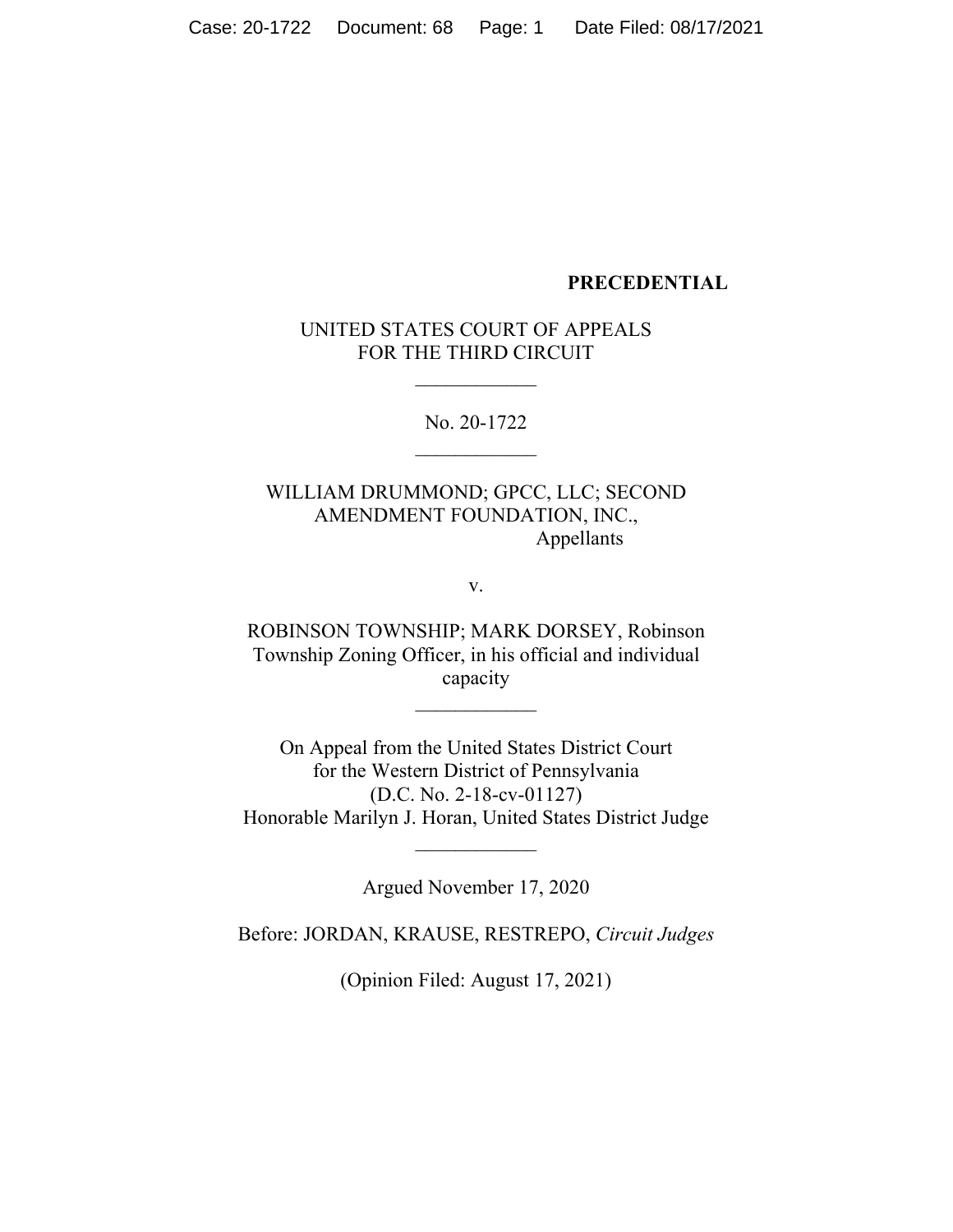**PRECEDENTIAL**

UNITED STATES COURT OF APPEALS
FOR THE THIRD CIRCUIT

\_\_\_\_\_\_\_\_\_\_\_\_

No. 20-1722

\_\_\_\_\_\_\_\_\_\_\_\_

WILLIAM DRUMMOND; GPCC, LLC; SECOND AMENDMENT FOUNDATION, INC.,
Appellants

v.

ROBINSON TOWNSHIP; MARK DORSEY, Robinson Township Zoning Officer, in his official and individual capacity

\_\_\_\_\_\_\_\_\_\_\_\_

On Appeal from the United States District Court
for the Western District of Pennsylvania
(D.C. No. 2-18-cv-01127)
Honorable Marilyn J. Horan, United States District Judge

\_\_\_\_\_\_\_\_\_\_\_\_

Argued November 17, 2020

Before: JORDAN, KRAUSE, RESTREPO, *Circuit Judges*

(Opinion Filed: August 17, 2021)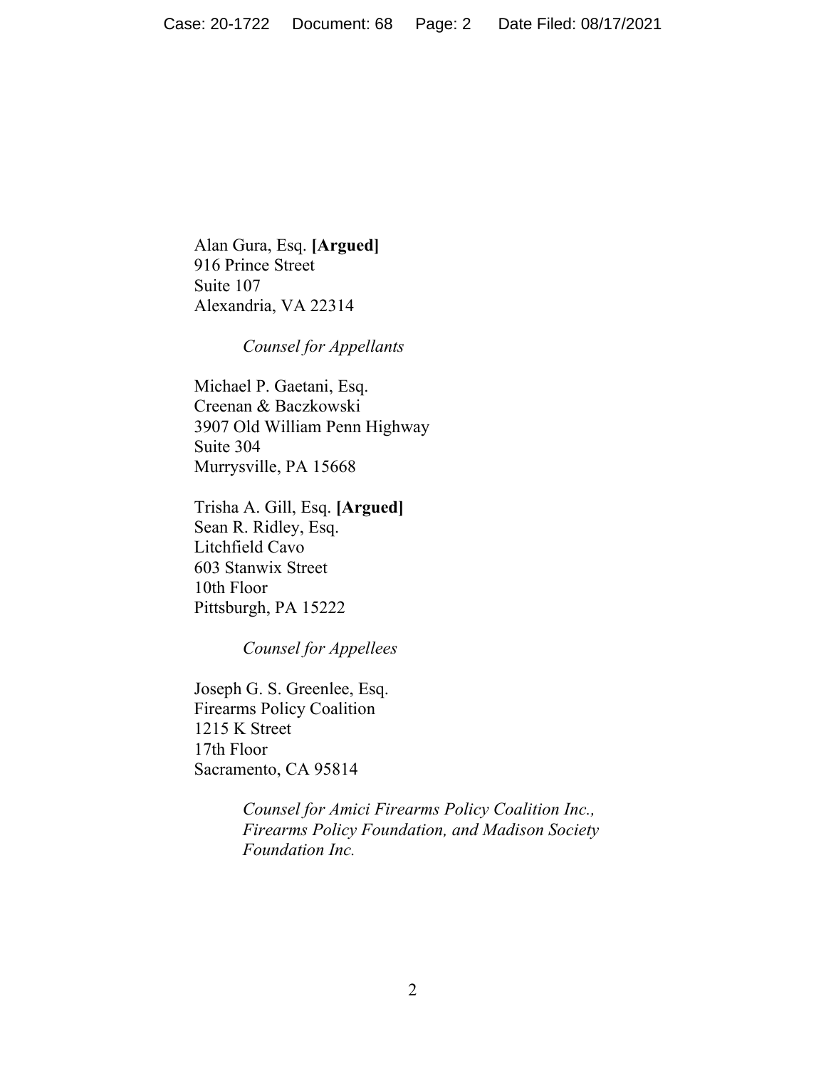Alan Gura, Esq. **[Argued]**
916 Prince Street
Suite 107
Alexandria, VA 22314

*Counsel for Appellants*

Michael P. Gaetani, Esq.
Creenan & Baczkowski
3907 Old William Penn Highway
Suite 304
Murrysville, PA 15668

Trisha A. Gill, Esq. **[Argued]**
Sean R. Ridley, Esq.
Litchfield Cavo
603 Stanwix Street
10th Floor
Pittsburgh, PA 15222

*Counsel for Appellees*

Joseph G. S. Greenlee, Esq.
Firearms Policy Coalition
1215 K Street
17th Floor
Sacramento, CA 95814

*Counsel for Amici Firearms Policy Coalition Inc., Firearms Policy Foundation, and Madison Society Foundation Inc.*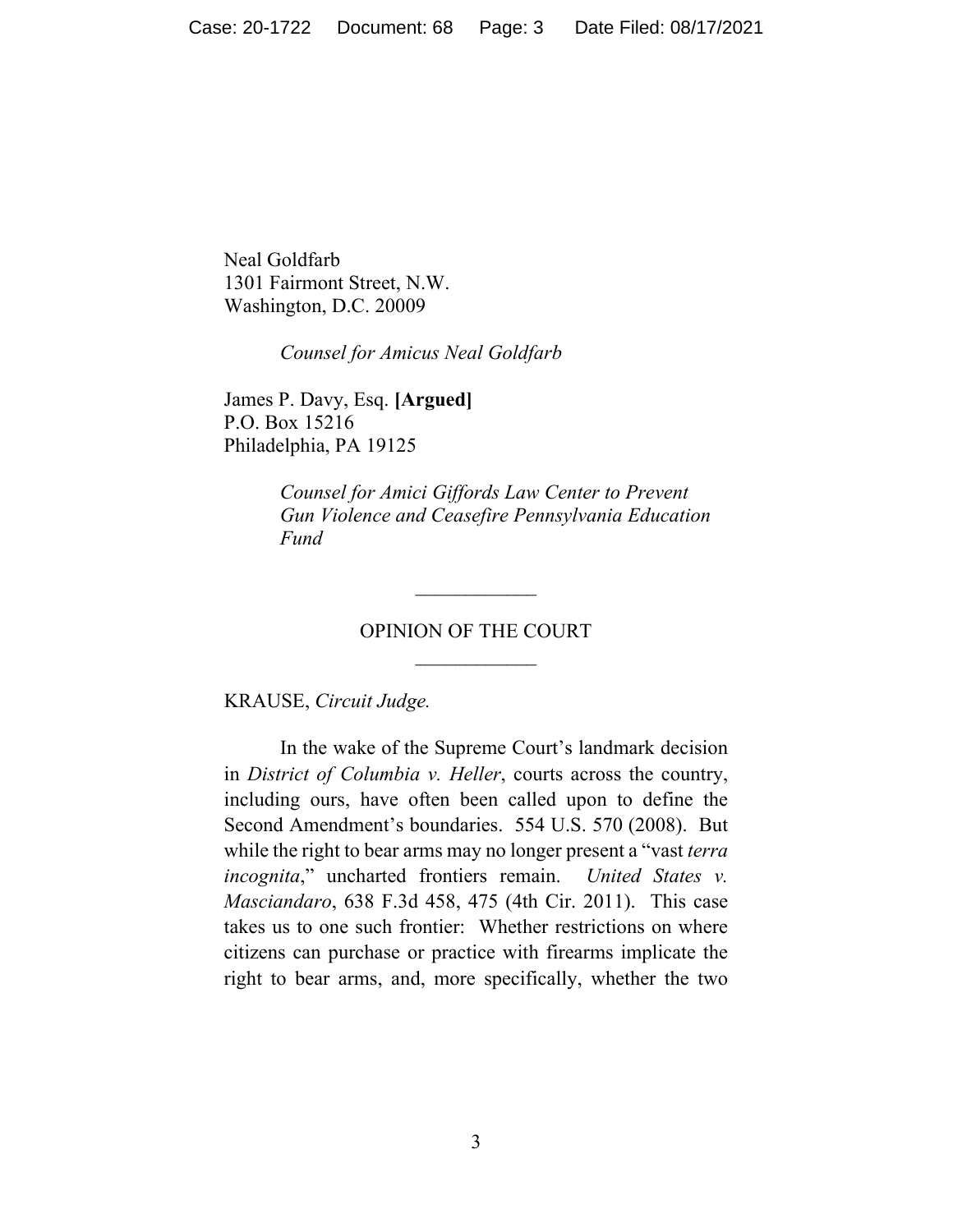Neal Goldfarb
1301 Fairmont Street, N.W.
Washington, D.C. 20009

*Counsel for Amicus Neal Goldfarb*

James P. Davy, Esq. **[Argued]**
P.O. Box 15216
Philadelphia, PA 19125

*Counsel for Amici Giffords Law Center to Prevent Gun Violence and Ceasefire Pennsylvania Education Fund*

---

OPINION OF THE COURT

---

KRAUSE, *Circuit Judge.*

In the wake of the Supreme Court's landmark decision in *District of Columbia v. Heller*, courts across the country, including ours, have often been called upon to define the Second Amendment's boundaries. 554 U.S. 570 (2008). But while the right to bear arms may no longer present a "vast *terra incognita*," uncharted frontiers remain. *United States v. Masciandaro*, 638 F.3d 458, 475 (4th Cir. 2011). This case takes us to one such frontier: Whether restrictions on where citizens can purchase or practice with firearms implicate the right to bear arms, and, more specifically, whether the two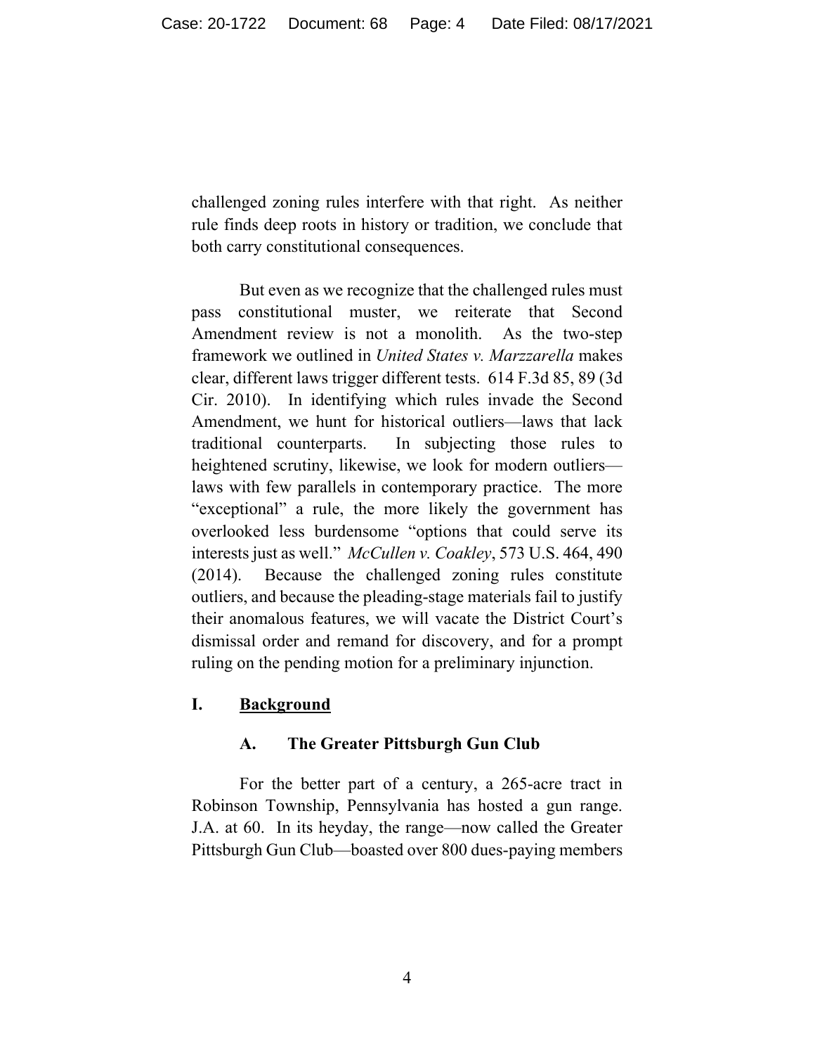challenged zoning rules interfere with that right. As neither rule finds deep roots in history or tradition, we conclude that both carry constitutional consequences.

But even as we recognize that the challenged rules must pass constitutional muster, we reiterate that Second Amendment review is not a monolith. As the two-step framework we outlined in *United States v. Marzzarella* makes clear, different laws trigger different tests. 614 F.3d 85, 89 (3d Cir. 2010). In identifying which rules invade the Second Amendment, we hunt for historical outliers—laws that lack traditional counterparts. In subjecting those rules to heightened scrutiny, likewise, we look for modern outliers—laws with few parallels in contemporary practice. The more "exceptional" a rule, the more likely the government has overlooked less burdensome "options that could serve its interests just as well." *McCullen v. Coakley*, 573 U.S. 464, 490 (2014). Because the challenged zoning rules constitute outliers, and because the pleading-stage materials fail to justify their anomalous features, we will vacate the District Court's dismissal order and remand for discovery, and for a prompt ruling on the pending motion for a preliminary injunction.

## I. Background

### A. The Greater Pittsburgh Gun Club

For the better part of a century, a 265-acre tract in Robinson Township, Pennsylvania has hosted a gun range. J.A. at 60. In its heyday, the range—now called the Greater Pittsburgh Gun Club—boasted over 800 dues-paying members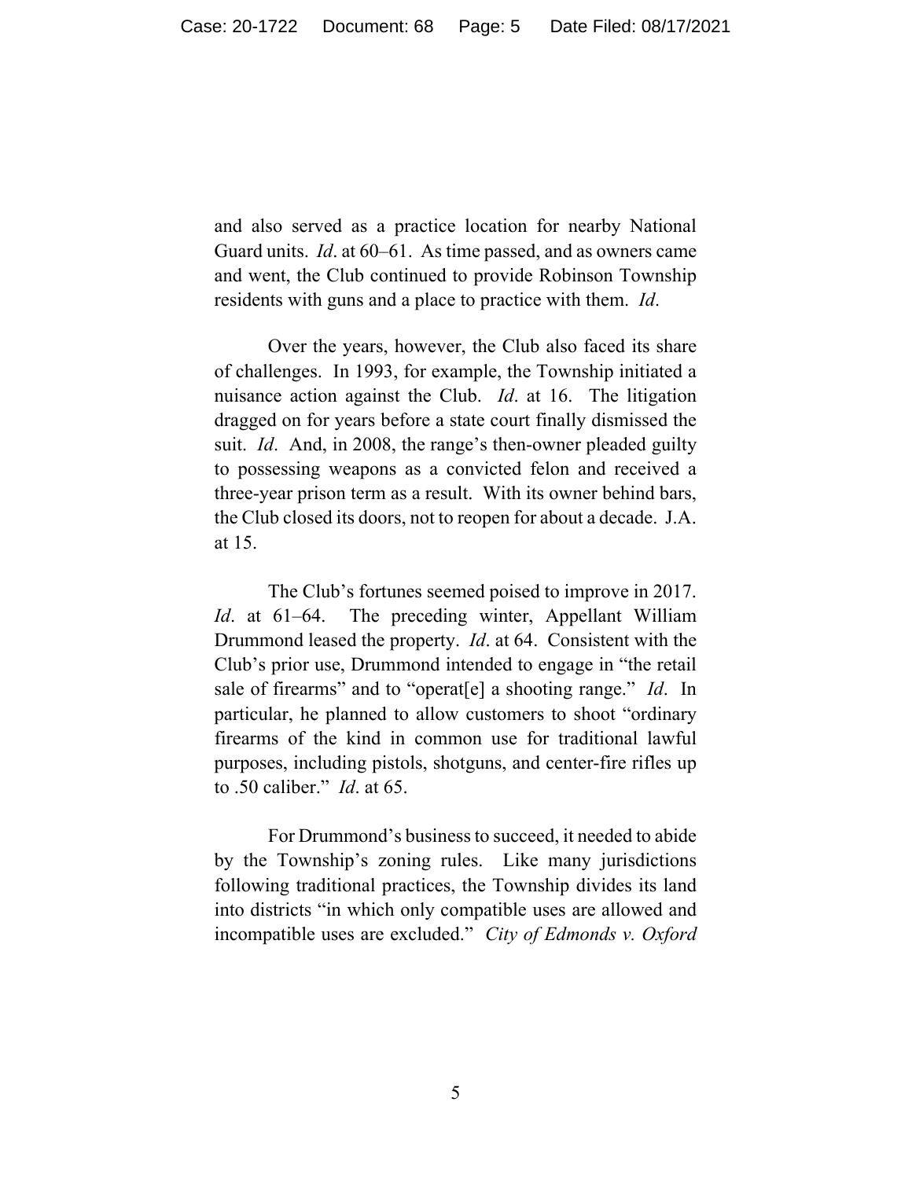and also served as a practice location for nearby National Guard units. *Id*. at 60–61. As time passed, and as owners came and went, the Club continued to provide Robinson Township residents with guns and a place to practice with them. *Id*.

Over the years, however, the Club also faced its share of challenges. In 1993, for example, the Township initiated a nuisance action against the Club. *Id*. at 16. The litigation dragged on for years before a state court finally dismissed the suit. *Id*. And, in 2008, the range's then-owner pleaded guilty to possessing weapons as a convicted felon and received a three-year prison term as a result. With its owner behind bars, the Club closed its doors, not to reopen for about a decade. J.A. at 15.

The Club's fortunes seemed poised to improve in 2017. *Id*. at 61–64. The preceding winter, Appellant William Drummond leased the property. *Id*. at 64. Consistent with the Club's prior use, Drummond intended to engage in "the retail sale of firearms" and to "operat[e] a shooting range." *Id*. In particular, he planned to allow customers to shoot "ordinary firearms of the kind in common use for traditional lawful purposes, including pistols, shotguns, and center-fire rifles up to .50 caliber." *Id*. at 65.

For Drummond's business to succeed, it needed to abide by the Township's zoning rules. Like many jurisdictions following traditional practices, the Township divides its land into districts "in which only compatible uses are allowed and incompatible uses are excluded." *City of Edmonds v. Oxford*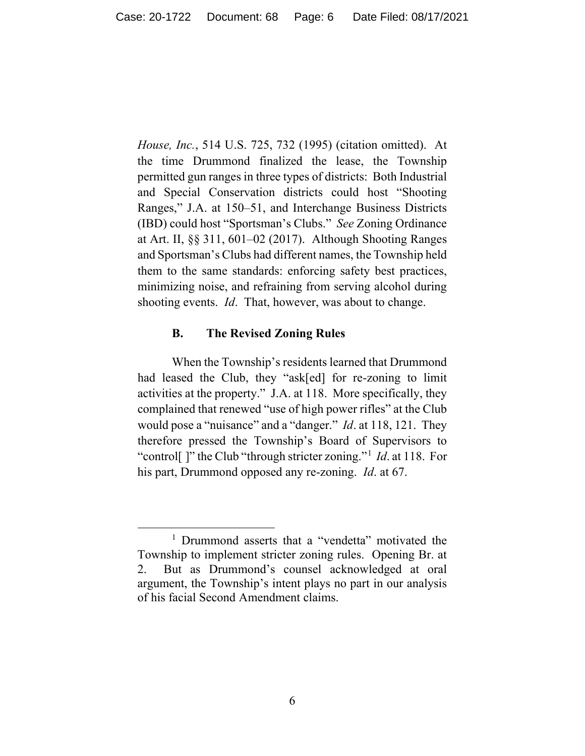*House, Inc.*, 514 U.S. 725, 732 (1995) (citation omitted). At the time Drummond finalized the lease, the Township permitted gun ranges in three types of districts: Both Industrial and Special Conservation districts could host "Shooting Ranges," J.A. at 150–51, and Interchange Business Districts (IBD) could host "Sportsman's Clubs." *See* Zoning Ordinance at Art. II, §§ 311, 601–02 (2017). Although Shooting Ranges and Sportsman's Clubs had different names, the Township held them to the same standards: enforcing safety best practices, minimizing noise, and refraining from serving alcohol during shooting events. *Id*. That, however, was about to change.

### B. The Revised Zoning Rules

When the Township's residents learned that Drummond had leased the Club, they "ask[ed] for re-zoning to limit activities at the property." J.A. at 118. More specifically, they complained that renewed "use of high power rifles" at the Club would pose a "nuisance" and a "danger." *Id*. at 118, 121. They therefore pressed the Township's Board of Supervisors to "control[ ]" the Club "through stricter zoning."[1] *Id*. at 118. For his part, Drummond opposed any re-zoning. *Id*. at 67.

[1] Drummond asserts that a "vendetta" motivated the Township to implement stricter zoning rules. Opening Br. at 2. But as Drummond's counsel acknowledged at oral argument, the Township's intent plays no part in our analysis of his facial Second Amendment claims.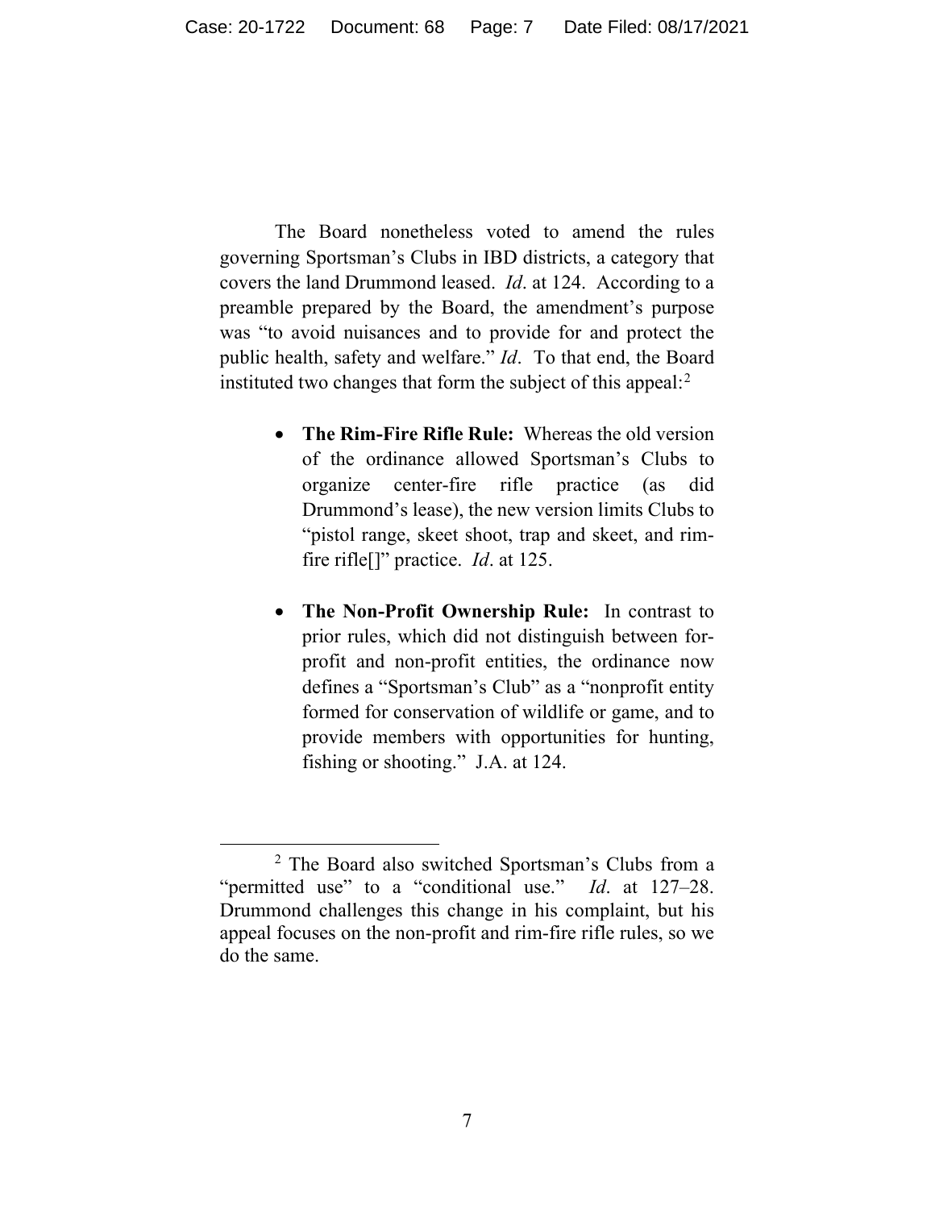The Board nonetheless voted to amend the rules governing Sportsman's Clubs in IBD districts, a category that covers the land Drummond leased. *Id*. at 124. According to a preamble prepared by the Board, the amendment's purpose was "to avoid nuisances and to provide for and protect the public health, safety and welfare." *Id*. To that end, the Board instituted two changes that form the subject of this appeal:[2]

- **The Rim-Fire Rifle Rule:** Whereas the old version of the ordinance allowed Sportsman's Clubs to organize center-fire rifle practice (as did Drummond's lease), the new version limits Clubs to "pistol range, skeet shoot, trap and skeet, and rim-fire rifle[]" practice. *Id*. at 125.

- **The Non-Profit Ownership Rule:** In contrast to prior rules, which did not distinguish between for-profit and non-profit entities, the ordinance now defines a "Sportsman's Club" as a "nonprofit entity formed for conservation of wildlife or game, and to provide members with opportunities for hunting, fishing or shooting." J.A. at 124.

[2] The Board also switched Sportsman's Clubs from a "permitted use" to a "conditional use." *Id*. at 127–28. Drummond challenges this change in his complaint, but his appeal focuses on the non-profit and rim-fire rifle rules, so we do the same.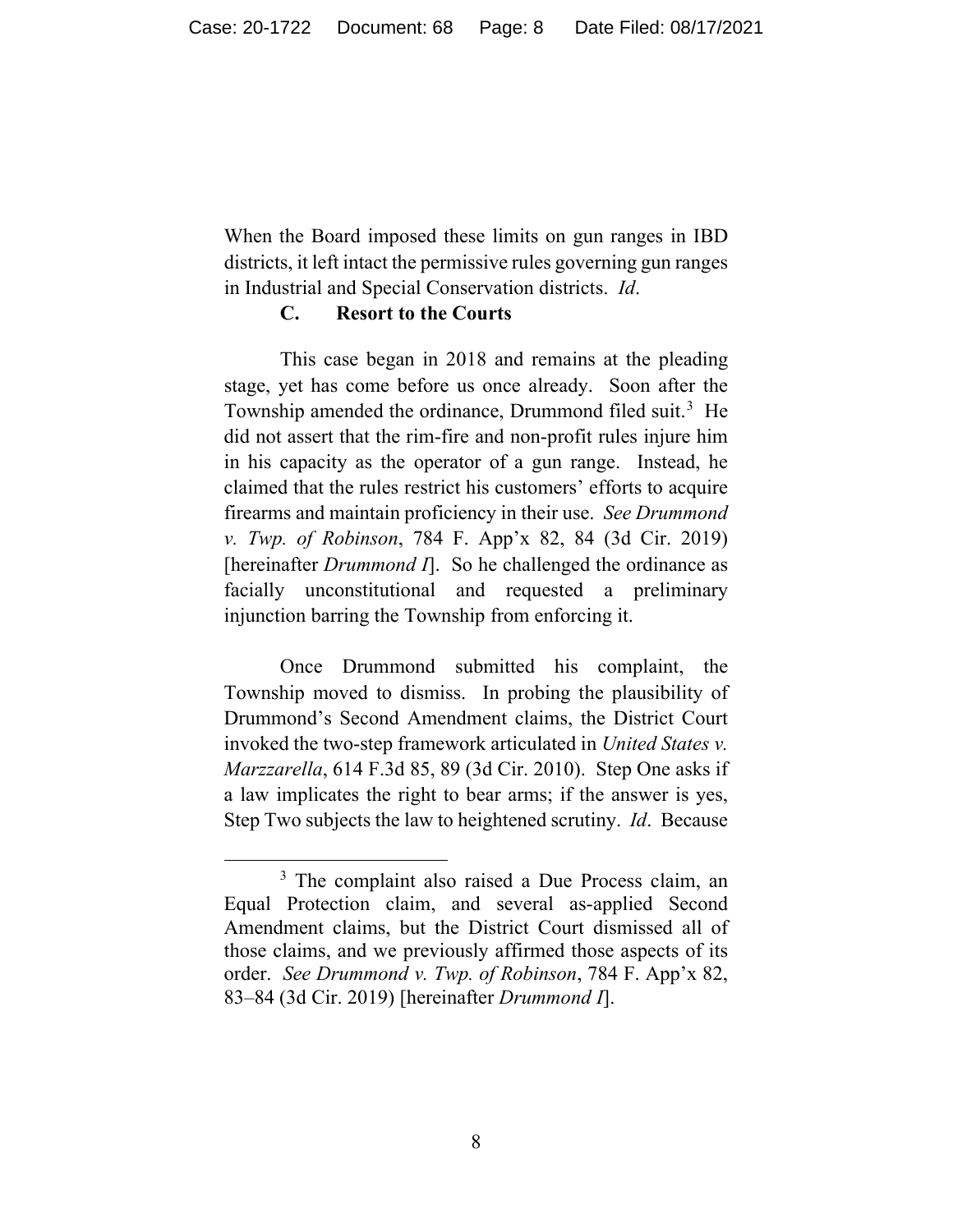When the Board imposed these limits on gun ranges in IBD districts, it left intact the permissive rules governing gun ranges in Industrial and Special Conservation districts. *Id*.

### C. Resort to the Courts

This case began in 2018 and remains at the pleading stage, yet has come before us once already. Soon after the Township amended the ordinance, Drummond filed suit.[3] He did not assert that the rim-fire and non-profit rules injure him in his capacity as the operator of a gun range. Instead, he claimed that the rules restrict his customers' efforts to acquire firearms and maintain proficiency in their use. *See Drummond v. Twp. of Robinson*, 784 F. App'x 82, 84 (3d Cir. 2019) [hereinafter *Drummond I*]. So he challenged the ordinance as facially unconstitutional and requested a preliminary injunction barring the Township from enforcing it.

Once Drummond submitted his complaint, the Township moved to dismiss. In probing the plausibility of Drummond's Second Amendment claims, the District Court invoked the two-step framework articulated in *United States v. Marzzarella*, 614 F.3d 85, 89 (3d Cir. 2010). Step One asks if a law implicates the right to bear arms; if the answer is yes, Step Two subjects the law to heightened scrutiny. *Id*. Because

[3] The complaint also raised a Due Process claim, an Equal Protection claim, and several as-applied Second Amendment claims, but the District Court dismissed all of those claims, and we previously affirmed those aspects of its order. *See Drummond v. Twp. of Robinson*, 784 F. App'x 82, 83–84 (3d Cir. 2019) [hereinafter *Drummond I*].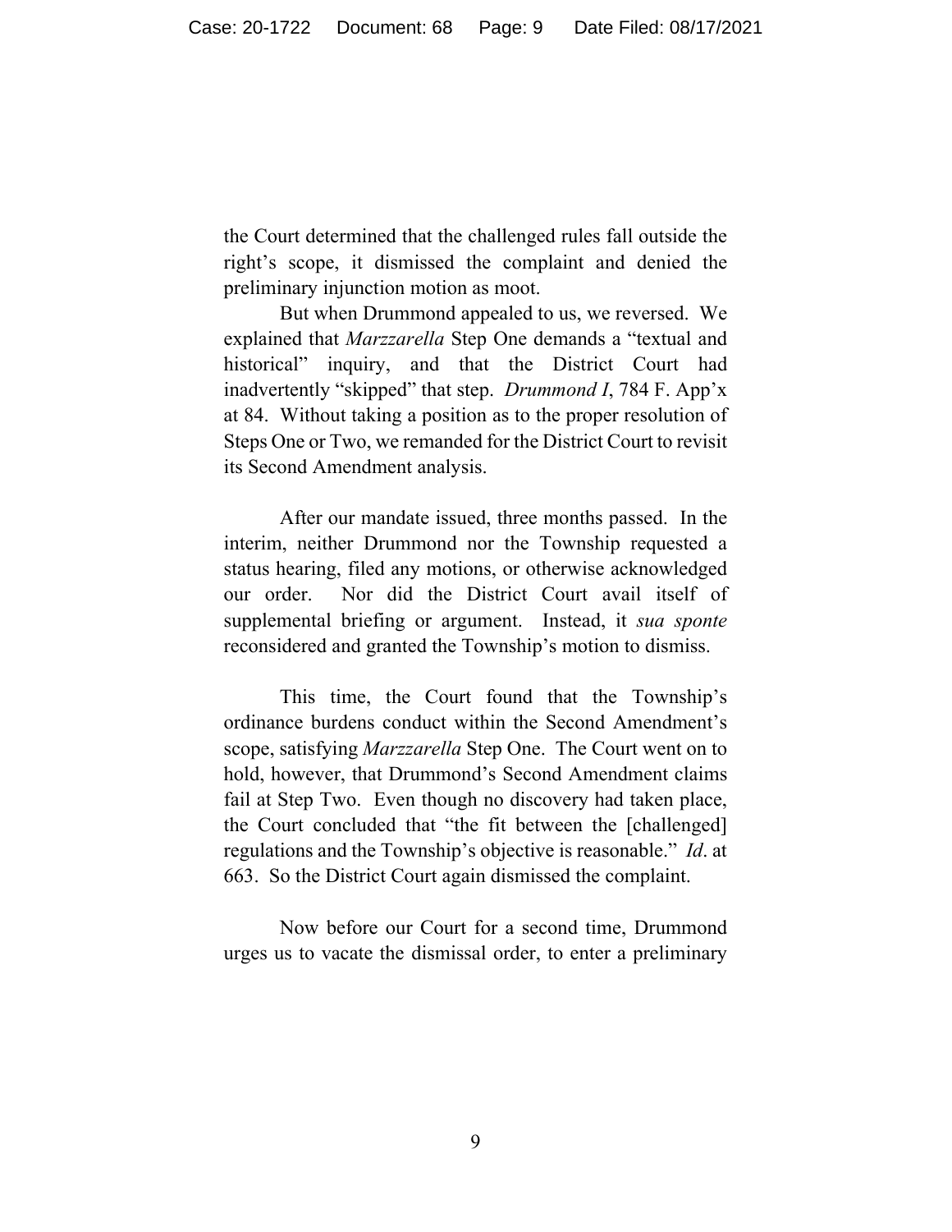the Court determined that the challenged rules fall outside the right's scope, it dismissed the complaint and denied the preliminary injunction motion as moot.

But when Drummond appealed to us, we reversed. We explained that *Marzzarella* Step One demands a "textual and historical" inquiry, and that the District Court had inadvertently "skipped" that step. *Drummond I*, 784 F. App'x at 84. Without taking a position as to the proper resolution of Steps One or Two, we remanded for the District Court to revisit its Second Amendment analysis.

After our mandate issued, three months passed. In the interim, neither Drummond nor the Township requested a status hearing, filed any motions, or otherwise acknowledged our order. Nor did the District Court avail itself of supplemental briefing or argument. Instead, it *sua sponte* reconsidered and granted the Township's motion to dismiss.

This time, the Court found that the Township's ordinance burdens conduct within the Second Amendment's scope, satisfying *Marzzarella* Step One. The Court went on to hold, however, that Drummond's Second Amendment claims fail at Step Two. Even though no discovery had taken place, the Court concluded that "the fit between the [challenged] regulations and the Township's objective is reasonable." *Id*. at 663. So the District Court again dismissed the complaint.

Now before our Court for a second time, Drummond urges us to vacate the dismissal order, to enter a preliminary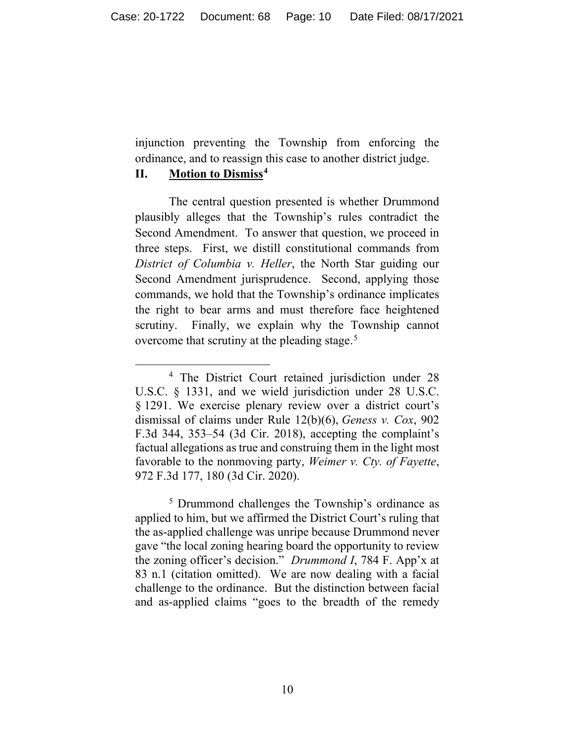injunction preventing the Township from enforcing the ordinance, and to reassign this case to another district judge.

## II. Motion to Dismiss[4]

The central question presented is whether Drummond plausibly alleges that the Township's rules contradict the Second Amendment. To answer that question, we proceed in three steps. First, we distill constitutional commands from *District of Columbia v. Heller*, the North Star guiding our Second Amendment jurisprudence. Second, applying those commands, we hold that the Township's ordinance implicates the right to bear arms and must therefore face heightened scrutiny. Finally, we explain why the Township cannot overcome that scrutiny at the pleading stage.[5]

---

[4] The District Court retained jurisdiction under 28 U.S.C. § 1331, and we wield jurisdiction under 28 U.S.C. § 1291. We exercise plenary review over a district court's dismissal of claims under Rule 12(b)(6), *Geness v. Cox*, 902 F.3d 344, 353–54 (3d Cir. 2018), accepting the complaint's factual allegations as true and construing them in the light most favorable to the nonmoving party, *Weimer v. Cty. of Fayette*, 972 F.3d 177, 180 (3d Cir. 2020).

[5] Drummond challenges the Township's ordinance as applied to him, but we affirmed the District Court's ruling that the as-applied challenge was unripe because Drummond never gave "the local zoning hearing board the opportunity to review the zoning officer's decision." *Drummond I*, 784 F. App'x at 83 n.1 (citation omitted). We are now dealing with a facial challenge to the ordinance. But the distinction between facial and as-applied claims "goes to the breadth of the remedy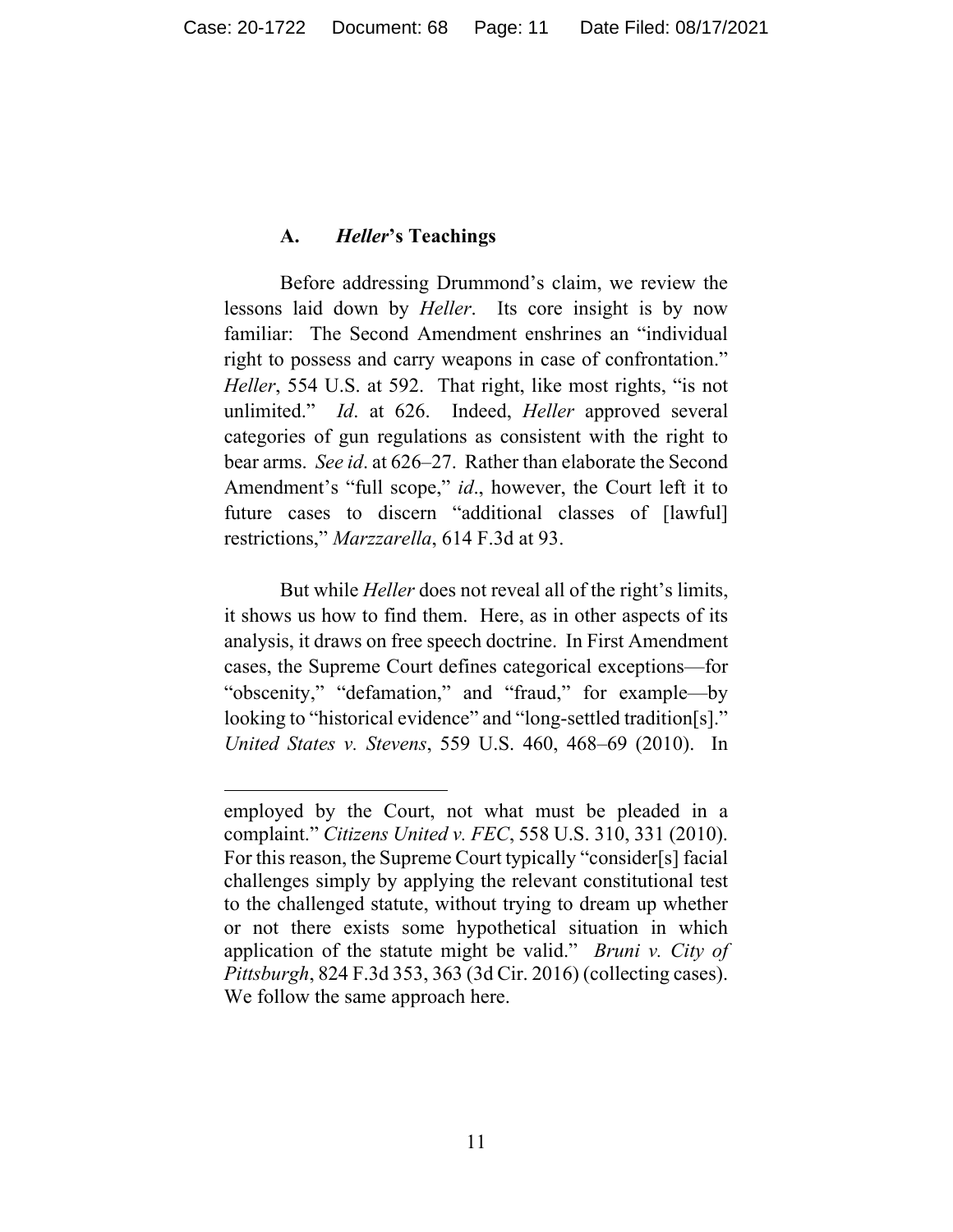### A. *Heller*'s Teachings

Before addressing Drummond's claim, we review the lessons laid down by *Heller*. Its core insight is by now familiar: The Second Amendment enshrines an "individual right to possess and carry weapons in case of confrontation." *Heller*, 554 U.S. at 592. That right, like most rights, "is not unlimited." *Id*. at 626. Indeed, *Heller* approved several categories of gun regulations as consistent with the right to bear arms. *See id*. at 626–27. Rather than elaborate the Second Amendment's "full scope," *id*., however, the Court left it to future cases to discern "additional classes of [lawful] restrictions," *Marzzarella*, 614 F.3d at 93.

But while *Heller* does not reveal all of the right's limits, it shows us how to find them. Here, as in other aspects of its analysis, it draws on free speech doctrine. In First Amendment cases, the Supreme Court defines categorical exceptions—for "obscenity," "defamation," and "fraud," for example—by looking to "historical evidence" and "long-settled tradition[s]." *United States v. Stevens*, 559 U.S. 460, 468–69 (2010). In

---

employed by the Court, not what must be pleaded in a complaint." *Citizens United v. FEC*, 558 U.S. 310, 331 (2010). For this reason, the Supreme Court typically "consider[s] facial challenges simply by applying the relevant constitutional test to the challenged statute, without trying to dream up whether or not there exists some hypothetical situation in which application of the statute might be valid." *Bruni v. City of Pittsburgh*, 824 F.3d 353, 363 (3d Cir. 2016) (collecting cases). We follow the same approach here.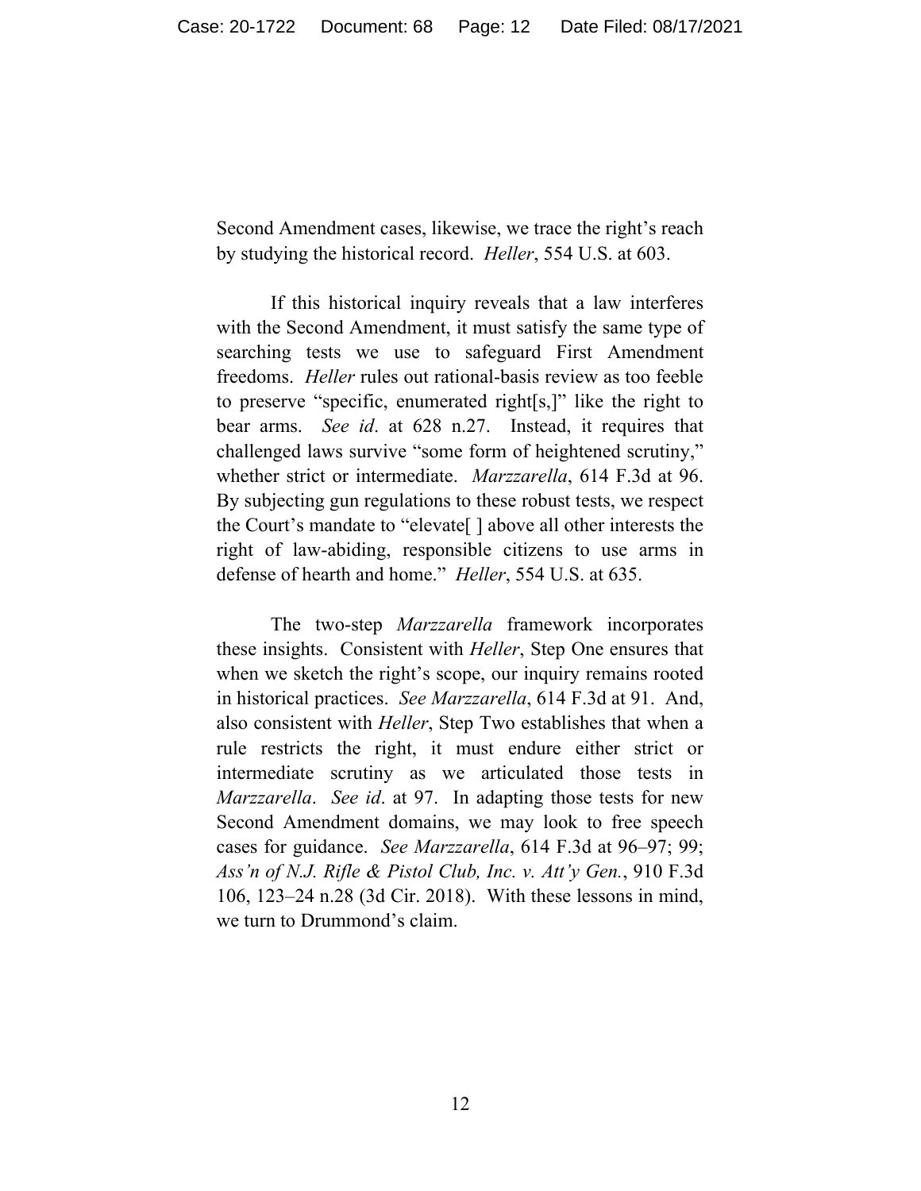Second Amendment cases, likewise, we trace the right's reach by studying the historical record. *Heller*, 554 U.S. at 603.

If this historical inquiry reveals that a law interferes with the Second Amendment, it must satisfy the same type of searching tests we use to safeguard First Amendment freedoms. *Heller* rules out rational-basis review as too feeble to preserve "specific, enumerated right[s,]" like the right to bear arms. *See id*. at 628 n.27. Instead, it requires that challenged laws survive "some form of heightened scrutiny," whether strict or intermediate. *Marzzarella*, 614 F.3d at 96. By subjecting gun regulations to these robust tests, we respect the Court's mandate to "elevate[ ] above all other interests the right of law-abiding, responsible citizens to use arms in defense of hearth and home." *Heller*, 554 U.S. at 635.

The two-step *Marzzarella* framework incorporates these insights. Consistent with *Heller*, Step One ensures that when we sketch the right's scope, our inquiry remains rooted in historical practices. *See Marzzarella*, 614 F.3d at 91. And, also consistent with *Heller*, Step Two establishes that when a rule restricts the right, it must endure either strict or intermediate scrutiny as we articulated those tests in *Marzzarella*. *See id*. at 97. In adapting those tests for new Second Amendment domains, we may look to free speech cases for guidance. *See Marzzarella*, 614 F.3d at 96–97; 99; *Ass'n of N.J. Rifle & Pistol Club, Inc. v. Att'y Gen.*, 910 F.3d 106, 123–24 n.28 (3d Cir. 2018). With these lessons in mind, we turn to Drummond's claim.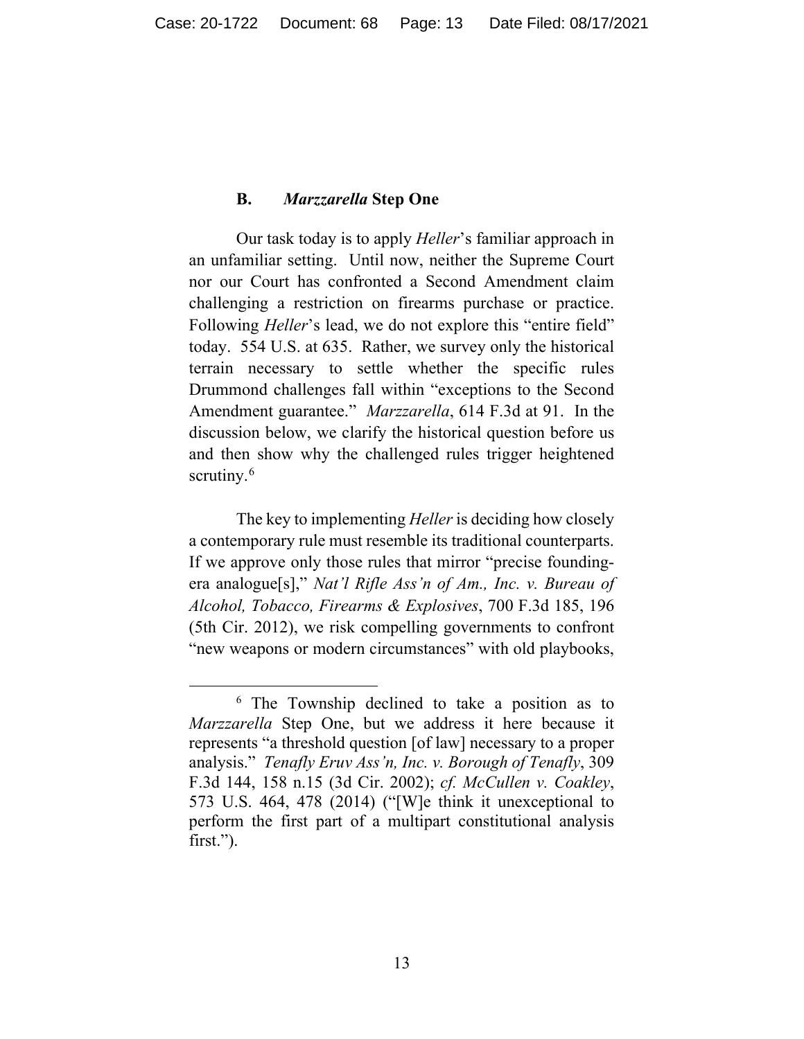### B. *Marzzarella* Step One

Our task today is to apply *Heller*'s familiar approach in an unfamiliar setting. Until now, neither the Supreme Court nor our Court has confronted a Second Amendment claim challenging a restriction on firearms purchase or practice. Following *Heller*'s lead, we do not explore this "entire field" today. 554 U.S. at 635. Rather, we survey only the historical terrain necessary to settle whether the specific rules Drummond challenges fall within "exceptions to the Second Amendment guarantee." *Marzzarella*, 614 F.3d at 91. In the discussion below, we clarify the historical question before us and then show why the challenged rules trigger heightened scrutiny.[6]

The key to implementing *Heller* is deciding how closely a contemporary rule must resemble its traditional counterparts. If we approve only those rules that mirror "precise founding-era analogue[s]," *Nat'l Rifle Ass'n of Am., Inc. v. Bureau of Alcohol, Tobacco, Firearms & Explosives*, 700 F.3d 185, 196 (5th Cir. 2012), we risk compelling governments to confront "new weapons or modern circumstances" with old playbooks,

---

[6] The Township declined to take a position as to *Marzzarella* Step One, but we address it here because it represents "a threshold question [of law] necessary to a proper analysis." *Tenafly Eruv Ass'n, Inc. v. Borough of Tenafly*, 309 F.3d 144, 158 n.15 (3d Cir. 2002); *cf. McCullen v. Coakley*, 573 U.S. 464, 478 (2014) ("[W]e think it unexceptional to perform the first part of a multipart constitutional analysis first.").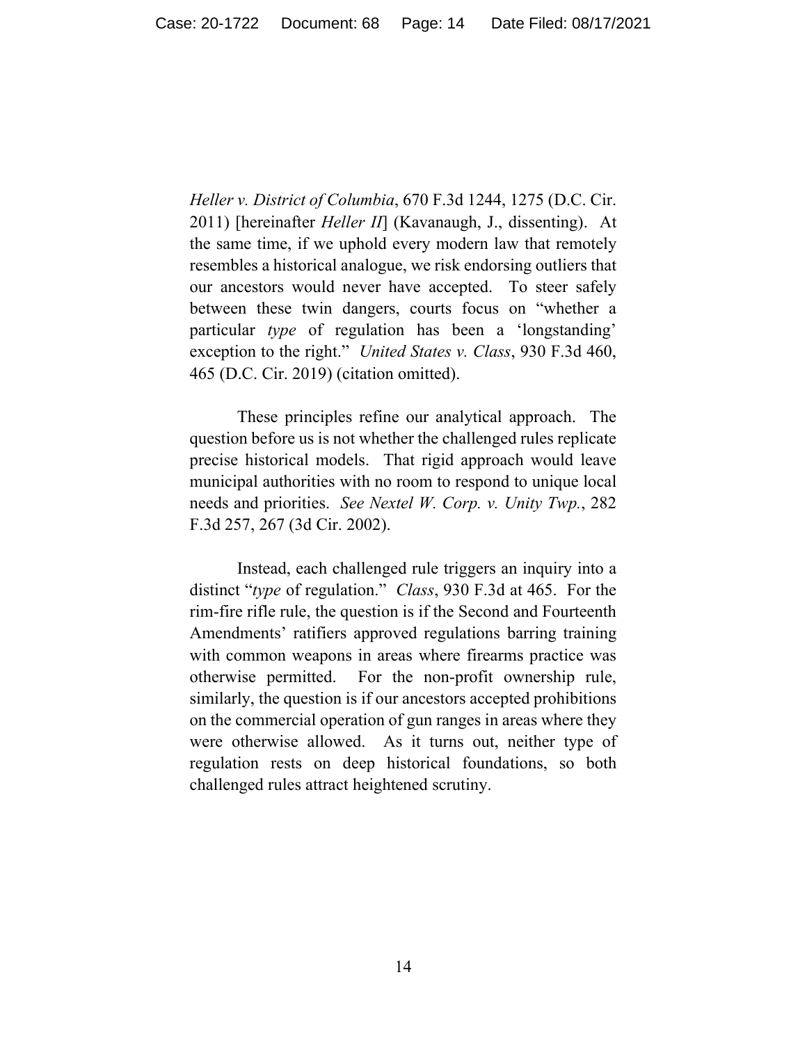*Heller v. District of Columbia*, 670 F.3d 1244, 1275 (D.C. Cir. 2011) [hereinafter *Heller II*] (Kavanaugh, J., dissenting). At the same time, if we uphold every modern law that remotely resembles a historical analogue, we risk endorsing outliers that our ancestors would never have accepted. To steer safely between these twin dangers, courts focus on "whether a particular *type* of regulation has been a 'longstanding' exception to the right." *United States v. Class*, 930 F.3d 460, 465 (D.C. Cir. 2019) (citation omitted).

These principles refine our analytical approach. The question before us is not whether the challenged rules replicate precise historical models. That rigid approach would leave municipal authorities with no room to respond to unique local needs and priorities. *See Nextel W. Corp. v. Unity Twp.*, 282 F.3d 257, 267 (3d Cir. 2002).

Instead, each challenged rule triggers an inquiry into a distinct "*type* of regulation." *Class*, 930 F.3d at 465. For the rim-fire rifle rule, the question is if the Second and Fourteenth Amendments' ratifiers approved regulations barring training with common weapons in areas where firearms practice was otherwise permitted. For the non-profit ownership rule, similarly, the question is if our ancestors accepted prohibitions on the commercial operation of gun ranges in areas where they were otherwise allowed. As it turns out, neither type of regulation rests on deep historical foundations, so both challenged rules attract heightened scrutiny.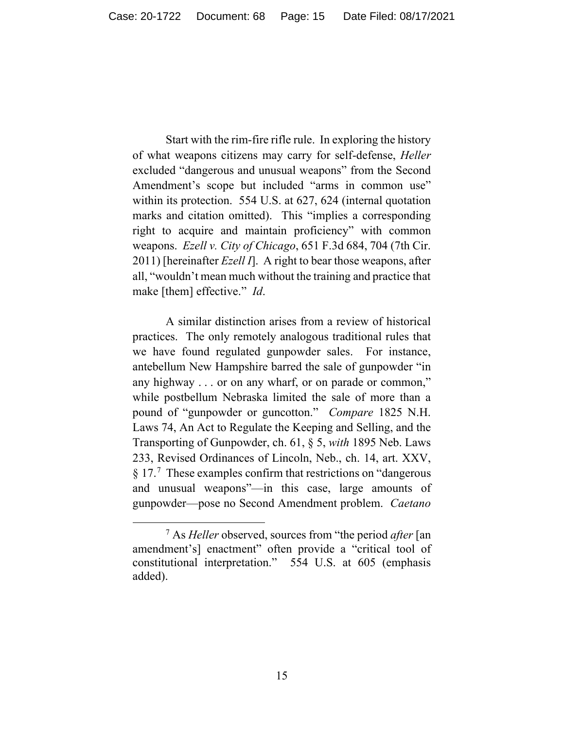Start with the rim-fire rifle rule. In exploring the history of what weapons citizens may carry for self-defense, *Heller* excluded "dangerous and unusual weapons" from the Second Amendment's scope but included "arms in common use" within its protection. 554 U.S. at 627, 624 (internal quotation marks and citation omitted). This "implies a corresponding right to acquire and maintain proficiency" with common weapons. *Ezell v. City of Chicago*, 651 F.3d 684, 704 (7th Cir. 2011) [hereinafter *Ezell I*]. A right to bear those weapons, after all, "wouldn't mean much without the training and practice that make [them] effective." *Id*.

A similar distinction arises from a review of historical practices. The only remotely analogous traditional rules that we have found regulated gunpowder sales. For instance, antebellum New Hampshire barred the sale of gunpowder "in any highway . . . or on any wharf, or on parade or common," while postbellum Nebraska limited the sale of more than a pound of "gunpowder or guncotton." *Compare* 1825 N.H. Laws 74, An Act to Regulate the Keeping and Selling, and the Transporting of Gunpowder, ch. 61, § 5, *with* 1895 Neb. Laws 233, Revised Ordinances of Lincoln, Neb., ch. 14, art. XXV, § 17.[7] These examples confirm that restrictions on "dangerous and unusual weapons"—in this case, large amounts of gunpowder—pose no Second Amendment problem. *Caetano*

[7] As *Heller* observed, sources from "the period *after* [an amendment's] enactment" often provide a "critical tool of constitutional interpretation." 554 U.S. at 605 (emphasis added).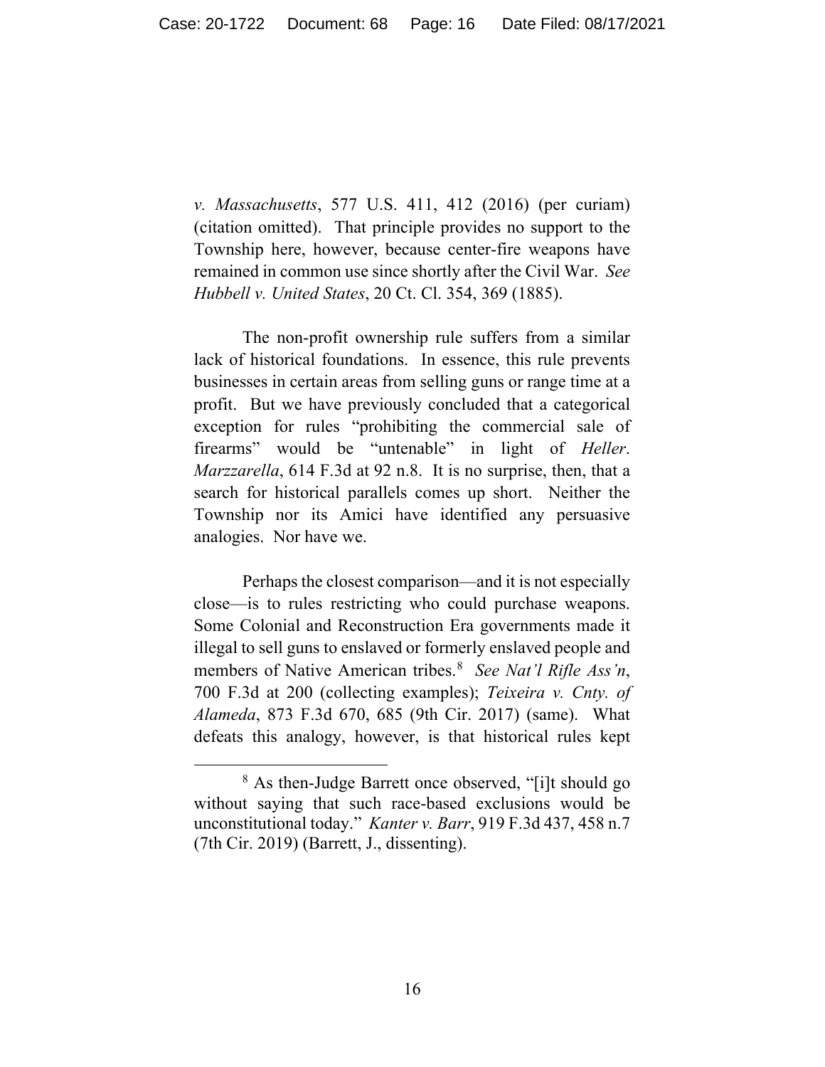*v. Massachusetts*, 577 U.S. 411, 412 (2016) (per curiam) (citation omitted). That principle provides no support to the Township here, however, because center-fire weapons have remained in common use since shortly after the Civil War. *See Hubbell v. United States*, 20 Ct. Cl. 354, 369 (1885).

The non-profit ownership rule suffers from a similar lack of historical foundations. In essence, this rule prevents businesses in certain areas from selling guns or range time at a profit. But we have previously concluded that a categorical exception for rules "prohibiting the commercial sale of firearms" would be "untenable" in light of *Heller*. *Marzzarella*, 614 F.3d at 92 n.8. It is no surprise, then, that a search for historical parallels comes up short. Neither the Township nor its Amici have identified any persuasive analogies. Nor have we.

Perhaps the closest comparison—and it is not especially close—is to rules restricting who could purchase weapons. Some Colonial and Reconstruction Era governments made it illegal to sell guns to enslaved or formerly enslaved people and members of Native American tribes.[8] *See Nat'l Rifle Ass'n*, 700 F.3d at 200 (collecting examples); *Teixeira v. Cnty. of Alameda*, 873 F.3d 670, 685 (9th Cir. 2017) (same). What defeats this analogy, however, is that historical rules kept

[8] As then-Judge Barrett once observed, "[i]t should go without saying that such race-based exclusions would be unconstitutional today." *Kanter v. Barr*, 919 F.3d 437, 458 n.7 (7th Cir. 2019) (Barrett, J., dissenting).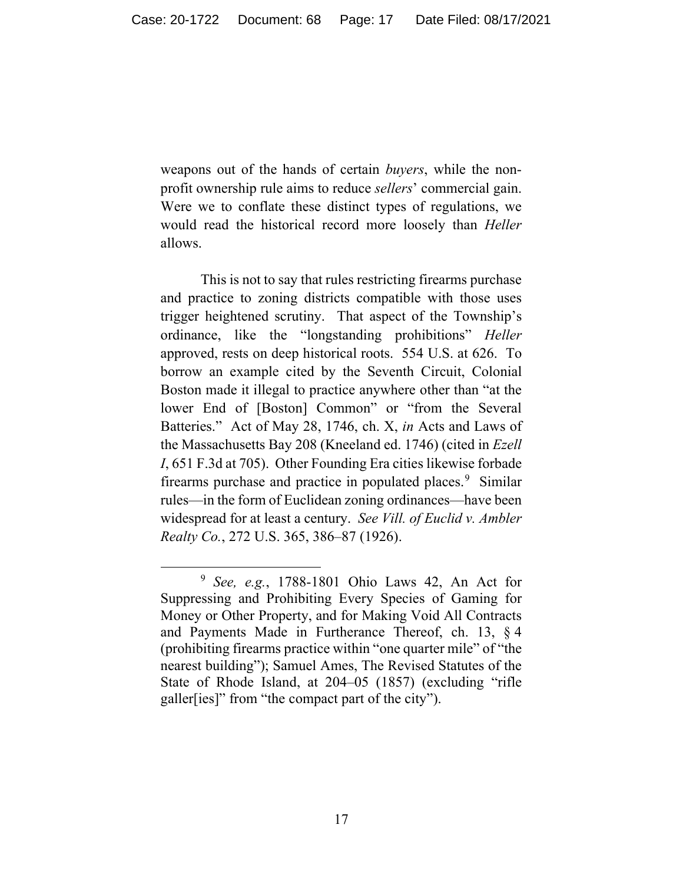weapons out of the hands of certain *buyers*, while the non-profit ownership rule aims to reduce *sellers*' commercial gain. Were we to conflate these distinct types of regulations, we would read the historical record more loosely than *Heller* allows.

This is not to say that rules restricting firearms purchase and practice to zoning districts compatible with those uses trigger heightened scrutiny. That aspect of the Township's ordinance, like the "longstanding prohibitions" *Heller* approved, rests on deep historical roots. 554 U.S. at 626. To borrow an example cited by the Seventh Circuit, Colonial Boston made it illegal to practice anywhere other than "at the lower End of [Boston] Common" or "from the Several Batteries." Act of May 28, 1746, ch. X, *in* Acts and Laws of the Massachusetts Bay 208 (Kneeland ed. 1746) (cited in *Ezell I*, 651 F.3d at 705). Other Founding Era cities likewise forbade firearms purchase and practice in populated places.[9] Similar rules—in the form of Euclidean zoning ordinances—have been widespread for at least a century. *See Vill. of Euclid v. Ambler Realty Co.*, 272 U.S. 365, 386–87 (1926).

---

[9] *See, e.g.*, 1788-1801 Ohio Laws 42, An Act for Suppressing and Prohibiting Every Species of Gaming for Money or Other Property, and for Making Void All Contracts and Payments Made in Furtherance Thereof, ch. 13, § 4 (prohibiting firearms practice within "one quarter mile" of "the nearest building"); Samuel Ames, The Revised Statutes of the State of Rhode Island, at 204–05 (1857) (excluding "rifle galler[ies]" from "the compact part of the city").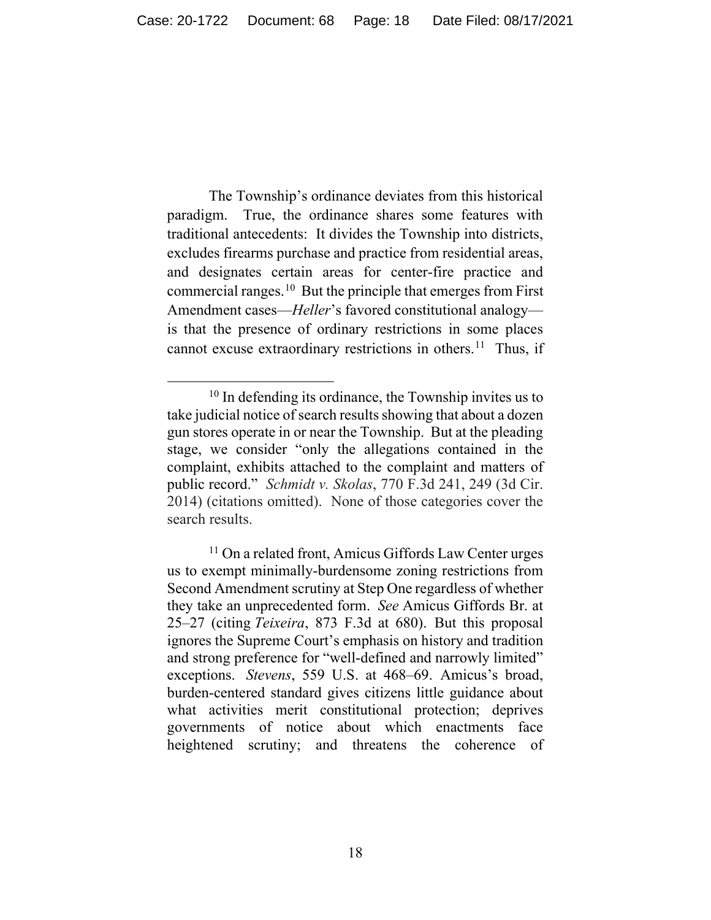The Township's ordinance deviates from this historical paradigm. True, the ordinance shares some features with traditional antecedents: It divides the Township into districts, excludes firearms purchase and practice from residential areas, and designates certain areas for center-fire practice and commercial ranges.[10] But the principle that emerges from First Amendment cases—*Heller*'s favored constitutional analogy—is that the presence of ordinary restrictions in some places cannot excuse extraordinary restrictions in others.[11] Thus, if

---

[10] In defending its ordinance, the Township invites us to take judicial notice of search results showing that about a dozen gun stores operate in or near the Township. But at the pleading stage, we consider "only the allegations contained in the complaint, exhibits attached to the complaint and matters of public record." *Schmidt v. Skolas*, 770 F.3d 241, 249 (3d Cir. 2014) (citations omitted). None of those categories cover the search results.

[11] On a related front, Amicus Giffords Law Center urges us to exempt minimally-burdensome zoning restrictions from Second Amendment scrutiny at Step One regardless of whether they take an unprecedented form. *See* Amicus Giffords Br. at 25–27 (citing *Teixeira*, 873 F.3d at 680). But this proposal ignores the Supreme Court's emphasis on history and tradition and strong preference for "well-defined and narrowly limited" exceptions. *Stevens*, 559 U.S. at 468–69. Amicus's broad, burden-centered standard gives citizens little guidance about what activities merit constitutional protection; deprives governments of notice about which enactments face heightened scrutiny; and threatens the coherence of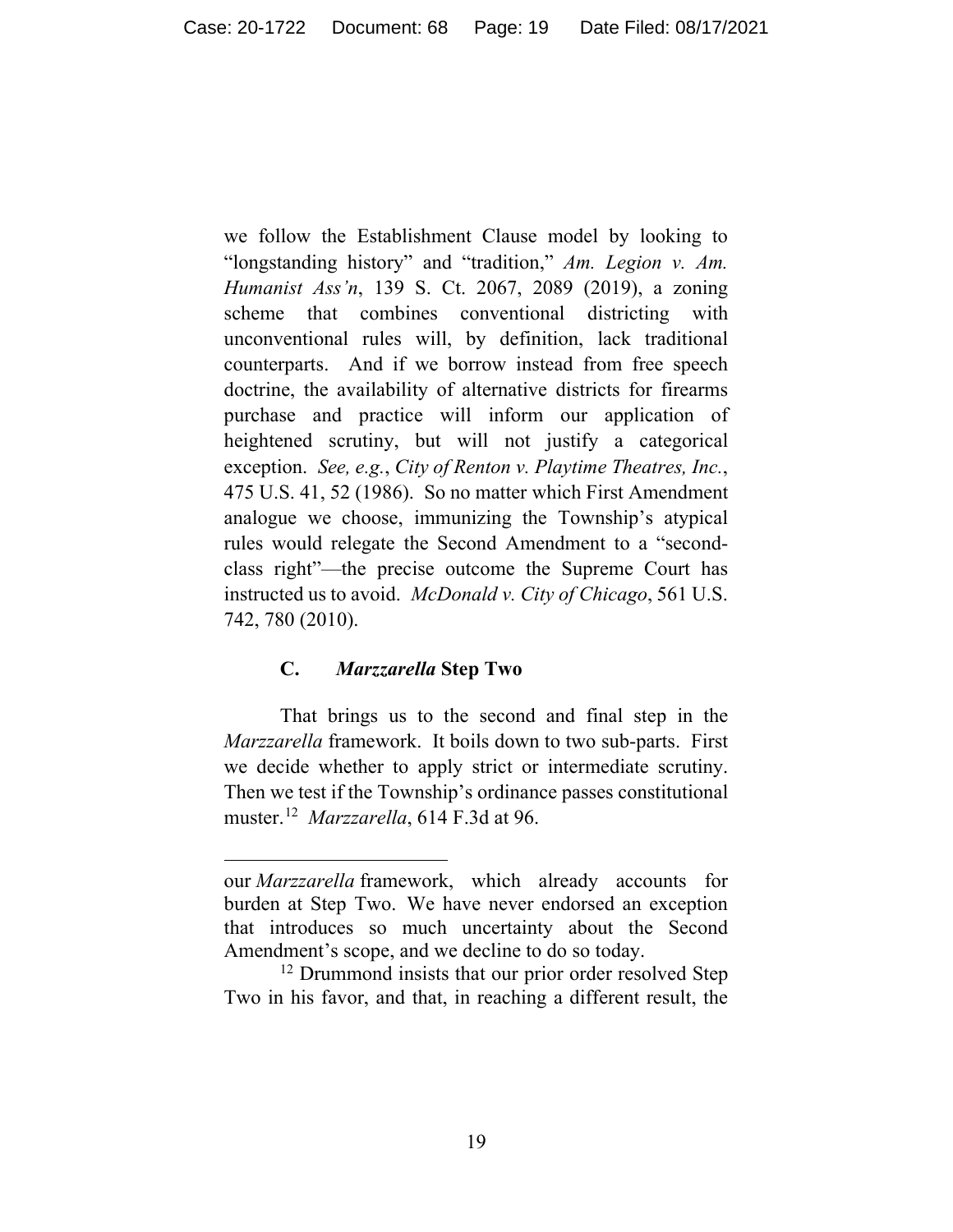we follow the Establishment Clause model by looking to "longstanding history" and "tradition," *Am. Legion v. Am. Humanist Ass'n*, 139 S. Ct. 2067, 2089 (2019), a zoning scheme that combines conventional districting with unconventional rules will, by definition, lack traditional counterparts. And if we borrow instead from free speech doctrine, the availability of alternative districts for firearms purchase and practice will inform our application of heightened scrutiny, but will not justify a categorical exception. *See, e.g.*, *City of Renton v. Playtime Theatres, Inc.*, 475 U.S. 41, 52 (1986). So no matter which First Amendment analogue we choose, immunizing the Township's atypical rules would relegate the Second Amendment to a "second-class right"—the precise outcome the Supreme Court has instructed us to avoid. *McDonald v. City of Chicago*, 561 U.S. 742, 780 (2010).

### C. *Marzzarella* Step Two

That brings us to the second and final step in the *Marzzarella* framework. It boils down to two sub-parts. First we decide whether to apply strict or intermediate scrutiny. Then we test if the Township's ordinance passes constitutional muster.[12] *Marzzarella*, 614 F.3d at 96.

---

our *Marzzarella* framework, which already accounts for burden at Step Two. We have never endorsed an exception that introduces so much uncertainty about the Second Amendment's scope, and we decline to do so today.

[12] Drummond insists that our prior order resolved Step Two in his favor, and that, in reaching a different result, the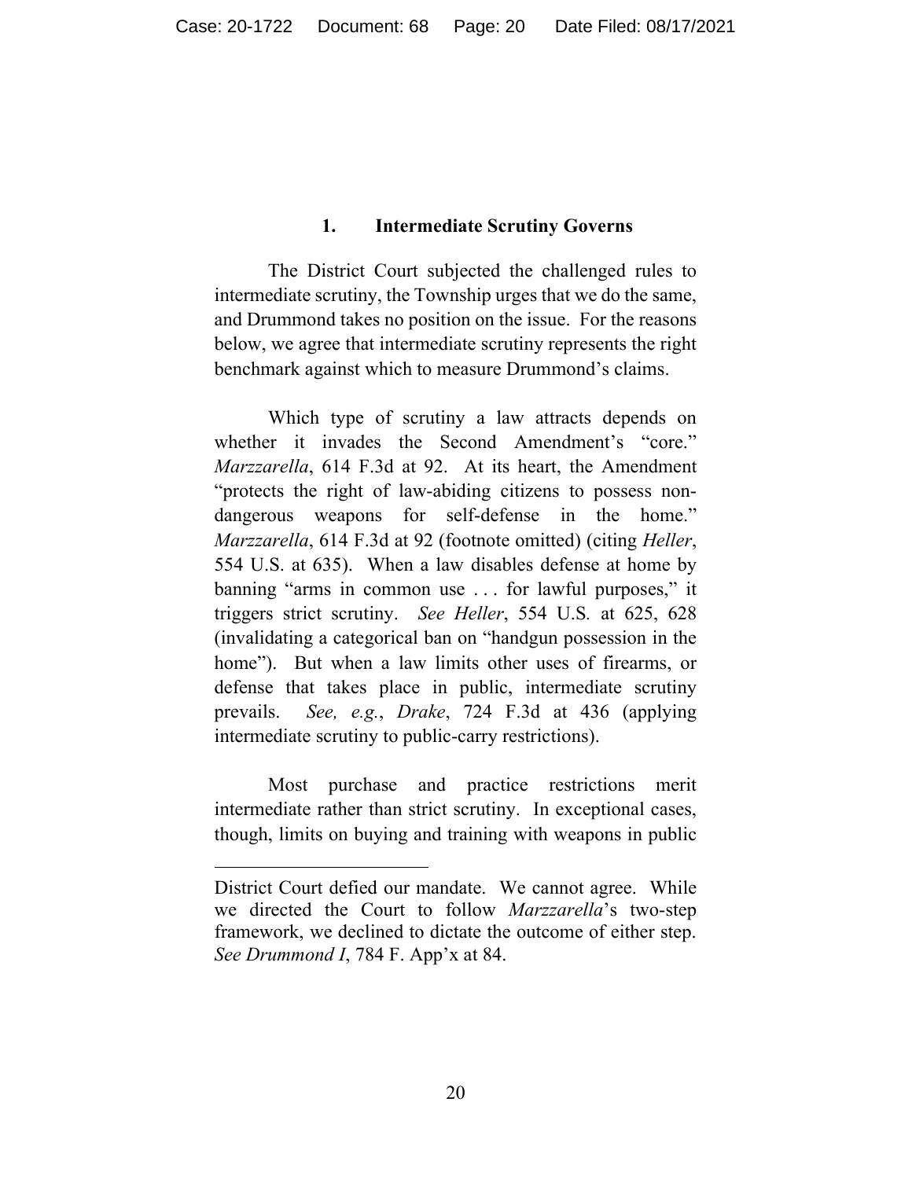### 1. Intermediate Scrutiny Governs

The District Court subjected the challenged rules to intermediate scrutiny, the Township urges that we do the same, and Drummond takes no position on the issue. For the reasons below, we agree that intermediate scrutiny represents the right benchmark against which to measure Drummond's claims.

Which type of scrutiny a law attracts depends on whether it invades the Second Amendment's "core." *Marzzarella*, 614 F.3d at 92. At its heart, the Amendment "protects the right of law-abiding citizens to possess non-dangerous weapons for self-defense in the home." *Marzzarella*, 614 F.3d at 92 (footnote omitted) (citing *Heller*, 554 U.S. at 635). When a law disables defense at home by banning "arms in common use . . . for lawful purposes," it triggers strict scrutiny. *See Heller*, 554 U.S. at 625, 628 (invalidating a categorical ban on "handgun possession in the home"). But when a law limits other uses of firearms, or defense that takes place in public, intermediate scrutiny prevails. *See, e.g.*, *Drake*, 724 F.3d at 436 (applying intermediate scrutiny to public-carry restrictions).

Most purchase and practice restrictions merit intermediate rather than strict scrutiny. In exceptional cases, though, limits on buying and training with weapons in public

---

District Court defied our mandate. We cannot agree. While we directed the Court to follow *Marzzarella*'s two-step framework, we declined to dictate the outcome of either step. *See Drummond I*, 784 F. App'x at 84.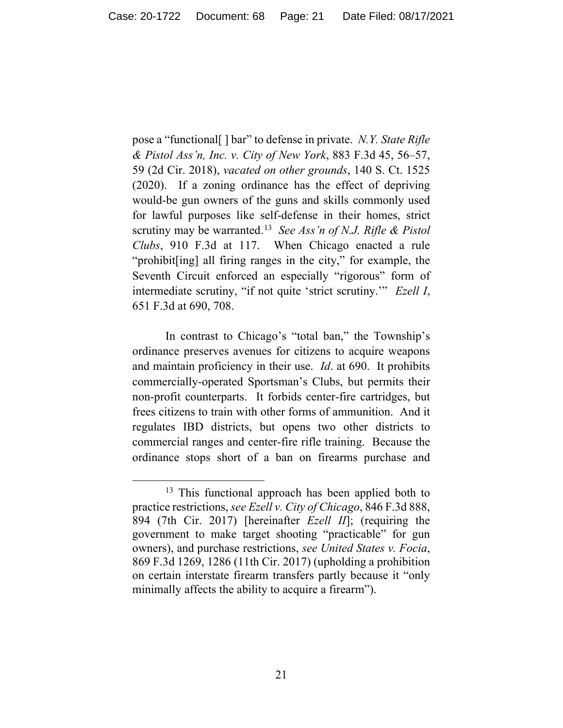pose a "functional[ ] bar" to defense in private. *N.Y. State Rifle & Pistol Ass'n, Inc. v. City of New York*, 883 F.3d 45, 56–57, 59 (2d Cir. 2018), *vacated on other grounds*, 140 S. Ct. 1525 (2020). If a zoning ordinance has the effect of depriving would-be gun owners of the guns and skills commonly used for lawful purposes like self-defense in their homes, strict scrutiny may be warranted.[13] *See Ass'n of N.J. Rifle & Pistol Clubs*, 910 F.3d at 117. When Chicago enacted a rule "prohibit[ing] all firing ranges in the city," for example, the Seventh Circuit enforced an especially "rigorous" form of intermediate scrutiny, "if not quite 'strict scrutiny.'" *Ezell I*, 651 F.3d at 690, 708.

In contrast to Chicago's "total ban," the Township's ordinance preserves avenues for citizens to acquire weapons and maintain proficiency in their use. *Id*. at 690. It prohibits commercially-operated Sportsman's Clubs, but permits their non-profit counterparts. It forbids center-fire cartridges, but frees citizens to train with other forms of ammunition. And it regulates IBD districts, but opens two other districts to commercial ranges and center-fire rifle training. Because the ordinance stops short of a ban on firearms purchase and

---

[13] This functional approach has been applied both to practice restrictions, *see Ezell v. City of Chicago*, 846 F.3d 888, 894 (7th Cir. 2017) [hereinafter *Ezell II*]; (requiring the government to make target shooting "practicable" for gun owners), and purchase restrictions, *see United States v. Focia*, 869 F.3d 1269, 1286 (11th Cir. 2017) (upholding a prohibition on certain interstate firearm transfers partly because it "only minimally affects the ability to acquire a firearm").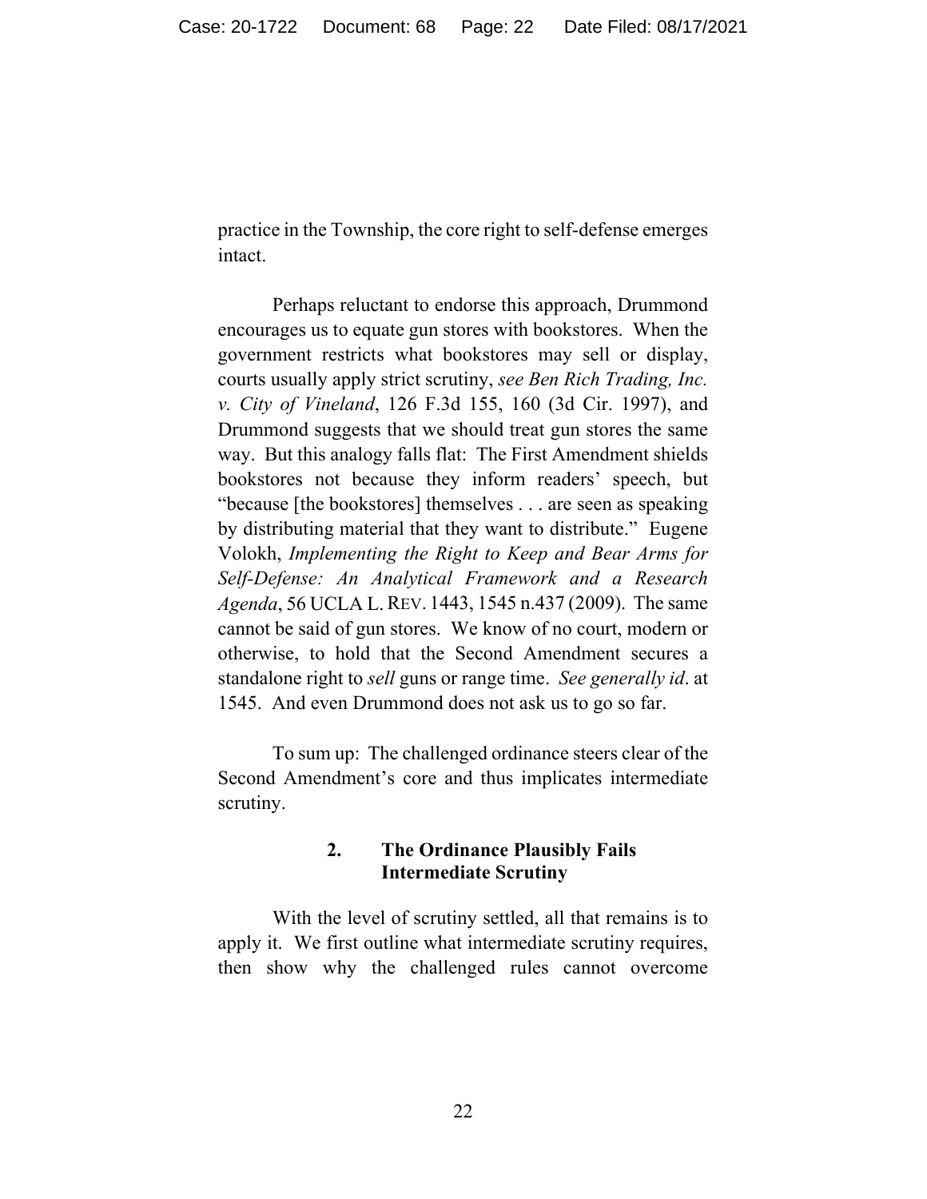practice in the Township, the core right to self-defense emerges intact.

Perhaps reluctant to endorse this approach, Drummond encourages us to equate gun stores with bookstores. When the government restricts what bookstores may sell or display, courts usually apply strict scrutiny, *see Ben Rich Trading, Inc. v. City of Vineland*, 126 F.3d 155, 160 (3d Cir. 1997), and Drummond suggests that we should treat gun stores the same way. But this analogy falls flat: The First Amendment shields bookstores not because they inform readers' speech, but "because [the bookstores] themselves . . . are seen as speaking by distributing material that they want to distribute." Eugene Volokh, *Implementing the Right to Keep and Bear Arms for Self-Defense: An Analytical Framework and a Research Agenda*, 56 UCLA L. REV. 1443, 1545 n.437 (2009). The same cannot be said of gun stores. We know of no court, modern or otherwise, to hold that the Second Amendment secures a standalone right to *sell* guns or range time. *See generally id*. at 1545. And even Drummond does not ask us to go so far.

To sum up: The challenged ordinance steers clear of the Second Amendment's core and thus implicates intermediate scrutiny.

### 2. The Ordinance Plausibly Fails Intermediate Scrutiny

With the level of scrutiny settled, all that remains is to apply it. We first outline what intermediate scrutiny requires, then show why the challenged rules cannot overcome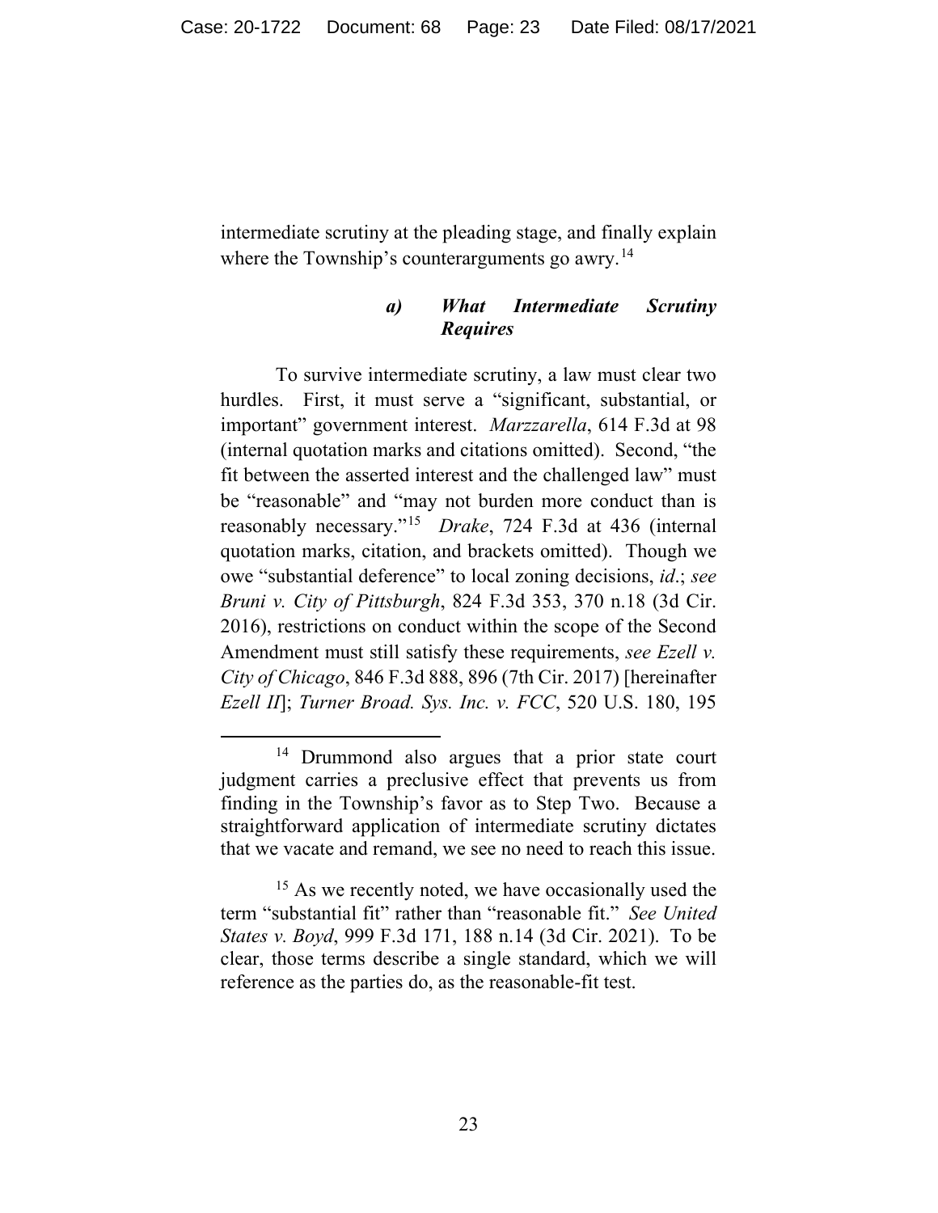intermediate scrutiny at the pleading stage, and finally explain where the Township's counterarguments go awry.[14]

#### *a) What Intermediate Scrutiny Requires*

To survive intermediate scrutiny, a law must clear two hurdles. First, it must serve a "significant, substantial, or important" government interest. *Marzzarella*, 614 F.3d at 98 (internal quotation marks and citations omitted). Second, "the fit between the asserted interest and the challenged law" must be "reasonable" and "may not burden more conduct than is reasonably necessary."[15] *Drake*, 724 F.3d at 436 (internal quotation marks, citation, and brackets omitted). Though we owe "substantial deference" to local zoning decisions, *id*.; *see Bruni v. City of Pittsburgh*, 824 F.3d 353, 370 n.18 (3d Cir. 2016), restrictions on conduct within the scope of the Second Amendment must still satisfy these requirements, *see Ezell v. City of Chicago*, 846 F.3d 888, 896 (7th Cir. 2017) [hereinafter *Ezell II*]; *Turner Broad. Sys. Inc. v. FCC*, 520 U.S. 180, 195

---

[14] Drummond also argues that a prior state court judgment carries a preclusive effect that prevents us from finding in the Township's favor as to Step Two. Because a straightforward application of intermediate scrutiny dictates that we vacate and remand, we see no need to reach this issue.

[15] As we recently noted, we have occasionally used the term "substantial fit" rather than "reasonable fit." *See United States v. Boyd*, 999 F.3d 171, 188 n.14 (3d Cir. 2021). To be clear, those terms describe a single standard, which we will reference as the parties do, as the reasonable-fit test.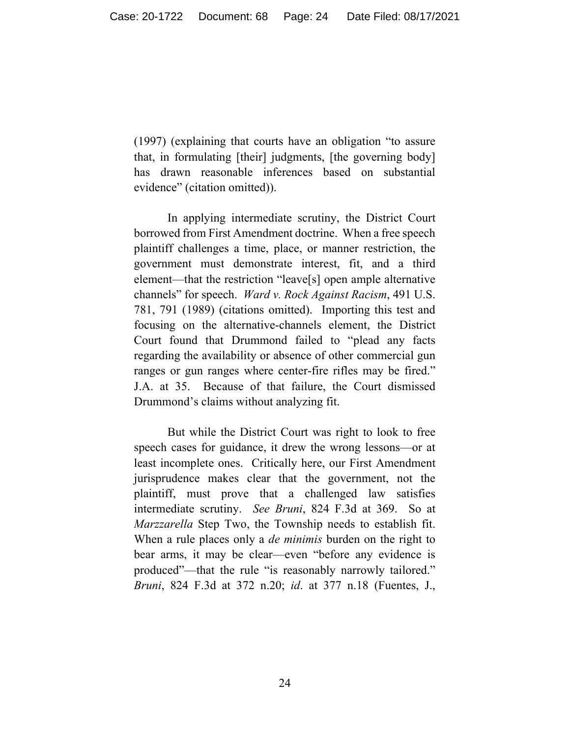(1997) (explaining that courts have an obligation "to assure that, in formulating [their] judgments, [the governing body] has drawn reasonable inferences based on substantial evidence" (citation omitted)).

In applying intermediate scrutiny, the District Court borrowed from First Amendment doctrine. When a free speech plaintiff challenges a time, place, or manner restriction, the government must demonstrate interest, fit, and a third element—that the restriction "leave[s] open ample alternative channels" for speech. *Ward v. Rock Against Racism*, 491 U.S. 781, 791 (1989) (citations omitted). Importing this test and focusing on the alternative-channels element, the District Court found that Drummond failed to "plead any facts regarding the availability or absence of other commercial gun ranges or gun ranges where center-fire rifles may be fired." J.A. at 35. Because of that failure, the Court dismissed Drummond's claims without analyzing fit.

But while the District Court was right to look to free speech cases for guidance, it drew the wrong lessons—or at least incomplete ones. Critically here, our First Amendment jurisprudence makes clear that the government, not the plaintiff, must prove that a challenged law satisfies intermediate scrutiny. *See Bruni*, 824 F.3d at 369. So at *Marzzarella* Step Two, the Township needs to establish fit. When a rule places only a *de minimis* burden on the right to bear arms, it may be clear—even "before any evidence is produced"—that the rule "is reasonably narrowly tailored." *Bruni*, 824 F.3d at 372 n.20; *id*. at 377 n.18 (Fuentes, J.,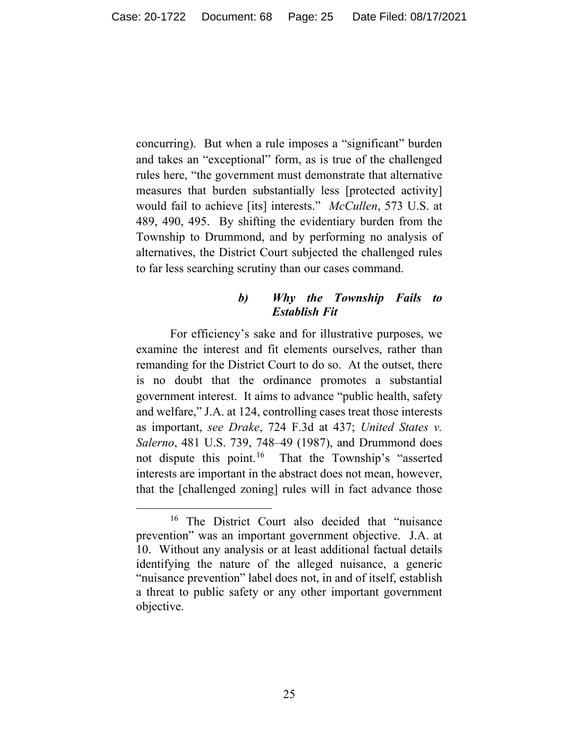concurring). But when a rule imposes a "significant" burden and takes an "exceptional" form, as is true of the challenged rules here, "the government must demonstrate that alternative measures that burden substantially less [protected activity] would fail to achieve [its] interests." *McCullen*, 573 U.S. at 489, 490, 495. By shifting the evidentiary burden from the Township to Drummond, and by performing no analysis of alternatives, the District Court subjected the challenged rules to far less searching scrutiny than our cases command.

#### *b) Why the Township Fails to Establish Fit*

For efficiency's sake and for illustrative purposes, we examine the interest and fit elements ourselves, rather than remanding for the District Court to do so. At the outset, there is no doubt that the ordinance promotes a substantial government interest. It aims to advance "public health, safety and welfare," J.A. at 124, controlling cases treat those interests as important, *see Drake*, 724 F.3d at 437; *United States v. Salerno*, 481 U.S. 739, 748–49 (1987), and Drummond does not dispute this point.[16] That the Township's "asserted interests are important in the abstract does not mean, however, that the [challenged zoning] rules will in fact advance those

---

[16] The District Court also decided that "nuisance prevention" was an important government objective. J.A. at 10. Without any analysis or at least additional factual details identifying the nature of the alleged nuisance, a generic "nuisance prevention" label does not, in and of itself, establish a threat to public safety or any other important government objective.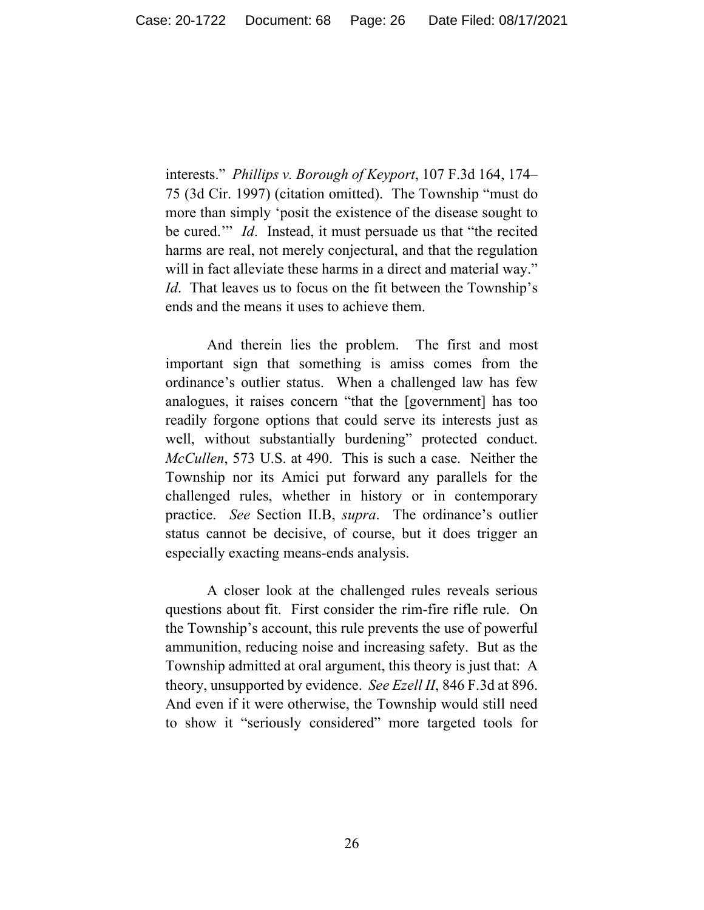interests." *Phillips v. Borough of Keyport*, 107 F.3d 164, 174–75 (3d Cir. 1997) (citation omitted). The Township "must do more than simply 'posit the existence of the disease sought to be cured.'" *Id*. Instead, it must persuade us that "the recited harms are real, not merely conjectural, and that the regulation will in fact alleviate these harms in a direct and material way." *Id*. That leaves us to focus on the fit between the Township's ends and the means it uses to achieve them.

And therein lies the problem. The first and most important sign that something is amiss comes from the ordinance's outlier status. When a challenged law has few analogues, it raises concern "that the [government] has too readily forgone options that could serve its interests just as well, without substantially burdening" protected conduct. *McCullen*, 573 U.S. at 490. This is such a case. Neither the Township nor its Amici put forward any parallels for the challenged rules, whether in history or in contemporary practice. *See* Section II.B, *supra*. The ordinance's outlier status cannot be decisive, of course, but it does trigger an especially exacting means-ends analysis.

A closer look at the challenged rules reveals serious questions about fit. First consider the rim-fire rifle rule. On the Township's account, this rule prevents the use of powerful ammunition, reducing noise and increasing safety. But as the Township admitted at oral argument, this theory is just that: A theory, unsupported by evidence. *See Ezell II*, 846 F.3d at 896. And even if it were otherwise, the Township would still need to show it "seriously considered" more targeted tools for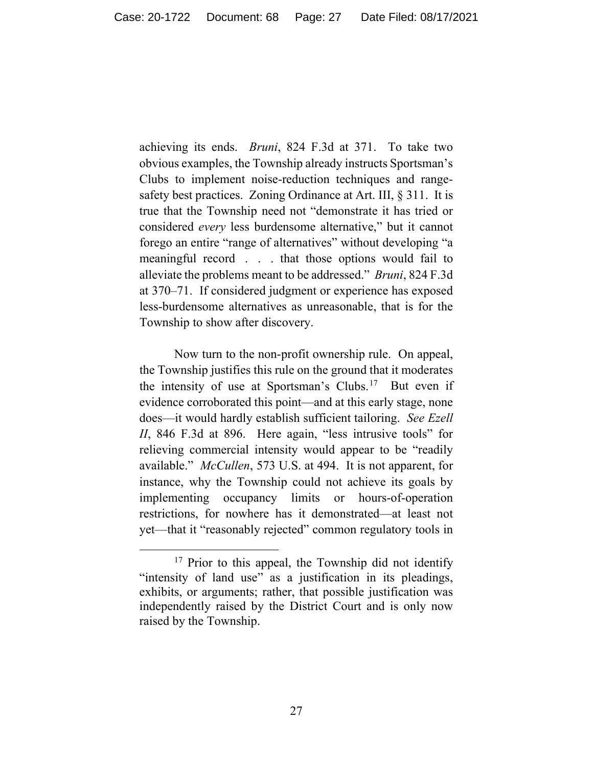achieving its ends. *Bruni*, 824 F.3d at 371. To take two obvious examples, the Township already instructs Sportsman's Clubs to implement noise-reduction techniques and range-safety best practices. Zoning Ordinance at Art. III, § 311. It is true that the Township need not "demonstrate it has tried or considered *every* less burdensome alternative," but it cannot forego an entire "range of alternatives" without developing "a meaningful record . . . that those options would fail to alleviate the problems meant to be addressed." *Bruni*, 824 F.3d at 370–71. If considered judgment or experience has exposed less-burdensome alternatives as unreasonable, that is for the Township to show after discovery.

Now turn to the non-profit ownership rule. On appeal, the Township justifies this rule on the ground that it moderates the intensity of use at Sportsman's Clubs.[17] But even if evidence corroborated this point—and at this early stage, none does—it would hardly establish sufficient tailoring. *See Ezell II*, 846 F.3d at 896. Here again, "less intrusive tools" for relieving commercial intensity would appear to be "readily available." *McCullen*, 573 U.S. at 494. It is not apparent, for instance, why the Township could not achieve its goals by implementing occupancy limits or hours-of-operation restrictions, for nowhere has it demonstrated—at least not yet—that it "reasonably rejected" common regulatory tools in

[17] Prior to this appeal, the Township did not identify "intensity of land use" as a justification in its pleadings, exhibits, or arguments; rather, that possible justification was independently raised by the District Court and is only now raised by the Township.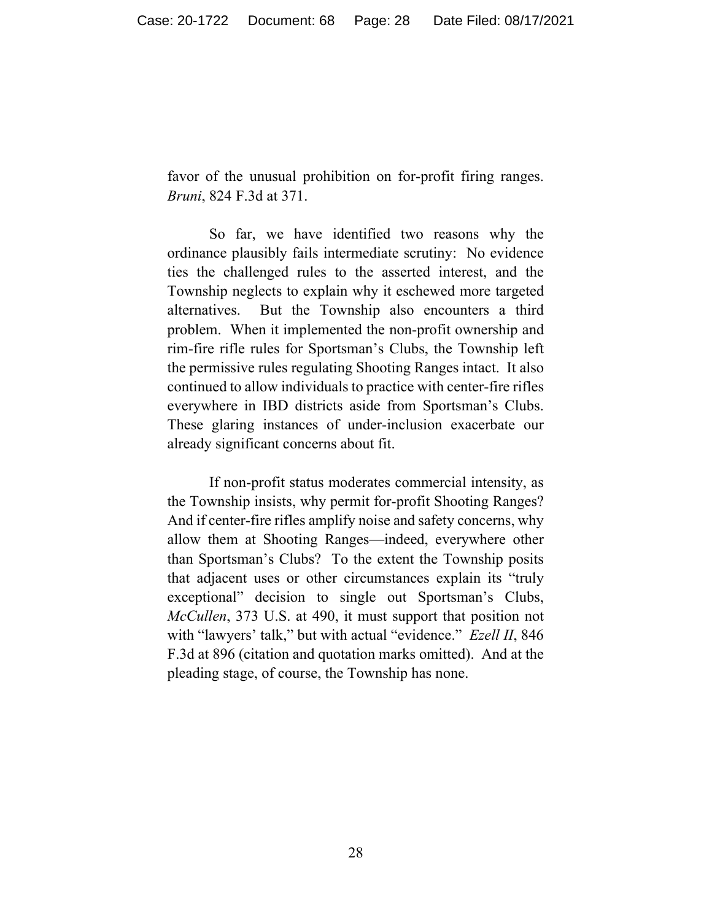favor of the unusual prohibition on for-profit firing ranges. *Bruni*, 824 F.3d at 371.

So far, we have identified two reasons why the ordinance plausibly fails intermediate scrutiny: No evidence ties the challenged rules to the asserted interest, and the Township neglects to explain why it eschewed more targeted alternatives. But the Township also encounters a third problem. When it implemented the non-profit ownership and rim-fire rifle rules for Sportsman's Clubs, the Township left the permissive rules regulating Shooting Ranges intact. It also continued to allow individuals to practice with center-fire rifles everywhere in IBD districts aside from Sportsman's Clubs. These glaring instances of under-inclusion exacerbate our already significant concerns about fit.

If non-profit status moderates commercial intensity, as the Township insists, why permit for-profit Shooting Ranges? And if center-fire rifles amplify noise and safety concerns, why allow them at Shooting Ranges—indeed, everywhere other than Sportsman's Clubs? To the extent the Township posits that adjacent uses or other circumstances explain its "truly exceptional" decision to single out Sportsman's Clubs, *McCullen*, 373 U.S. at 490, it must support that position not with "lawyers' talk," but with actual "evidence." *Ezell II*, 846 F.3d at 896 (citation and quotation marks omitted). And at the pleading stage, of course, the Township has none.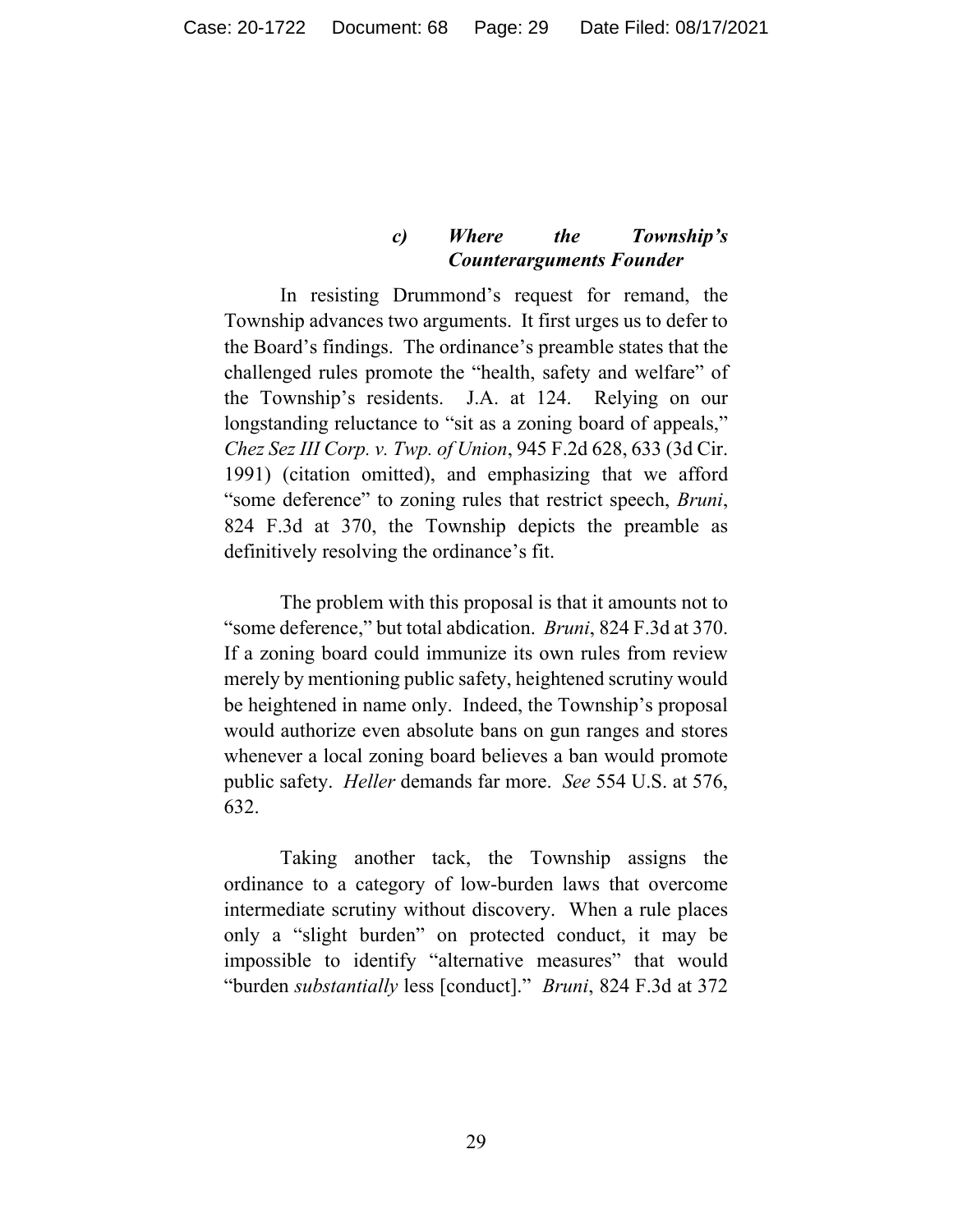#### *c) Where the Township's Counterarguments Founder*

In resisting Drummond's request for remand, the Township advances two arguments. It first urges us to defer to the Board's findings. The ordinance's preamble states that the challenged rules promote the "health, safety and welfare" of the Township's residents. J.A. at 124. Relying on our longstanding reluctance to "sit as a zoning board of appeals," *Chez Sez III Corp. v. Twp. of Union*, 945 F.2d 628, 633 (3d Cir. 1991) (citation omitted), and emphasizing that we afford "some deference" to zoning rules that restrict speech, *Bruni*, 824 F.3d at 370, the Township depicts the preamble as definitively resolving the ordinance's fit.

The problem with this proposal is that it amounts not to "some deference," but total abdication. *Bruni*, 824 F.3d at 370. If a zoning board could immunize its own rules from review merely by mentioning public safety, heightened scrutiny would be heightened in name only. Indeed, the Township's proposal would authorize even absolute bans on gun ranges and stores whenever a local zoning board believes a ban would promote public safety. *Heller* demands far more. *See* 554 U.S. at 576, 632.

Taking another tack, the Township assigns the ordinance to a category of low-burden laws that overcome intermediate scrutiny without discovery. When a rule places only a "slight burden" on protected conduct, it may be impossible to identify "alternative measures" that would "burden *substantially* less [conduct]." *Bruni*, 824 F.3d at 372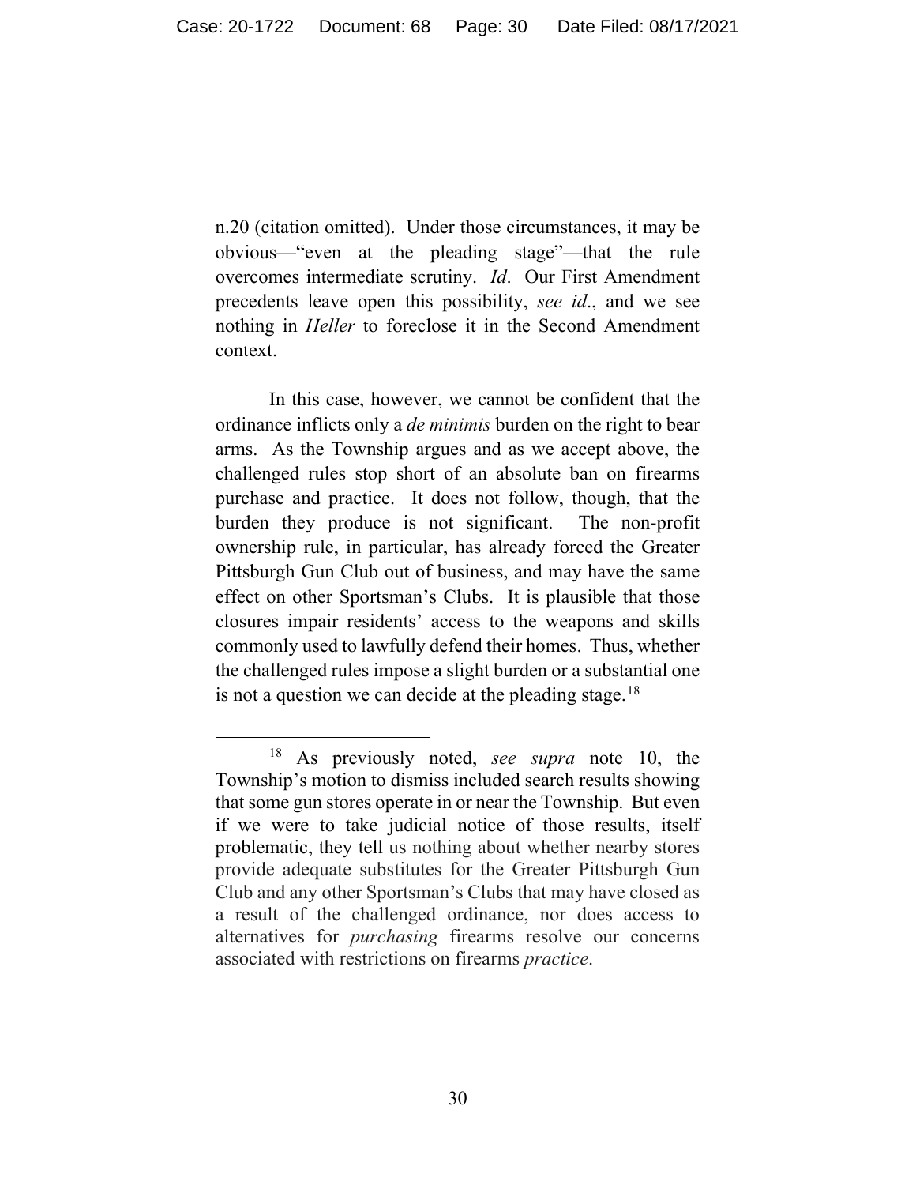n.20 (citation omitted). Under those circumstances, it may be obvious—"even at the pleading stage"—that the rule overcomes intermediate scrutiny. *Id*. Our First Amendment precedents leave open this possibility, *see id*., and we see nothing in *Heller* to foreclose it in the Second Amendment context.

In this case, however, we cannot be confident that the ordinance inflicts only a *de minimis* burden on the right to bear arms. As the Township argues and as we accept above, the challenged rules stop short of an absolute ban on firearms purchase and practice. It does not follow, though, that the burden they produce is not significant. The non-profit ownership rule, in particular, has already forced the Greater Pittsburgh Gun Club out of business, and may have the same effect on other Sportsman's Clubs. It is plausible that those closures impair residents' access to the weapons and skills commonly used to lawfully defend their homes. Thus, whether the challenged rules impose a slight burden or a substantial one is not a question we can decide at the pleading stage.[18]

[18] As previously noted, *see supra* note 10, the Township's motion to dismiss included search results showing that some gun stores operate in or near the Township. But even if we were to take judicial notice of those results, itself problematic, they tell us nothing about whether nearby stores provide adequate substitutes for the Greater Pittsburgh Gun Club and any other Sportsman's Clubs that may have closed as a result of the challenged ordinance, nor does access to alternatives for *purchasing* firearms resolve our concerns associated with restrictions on firearms *practice*.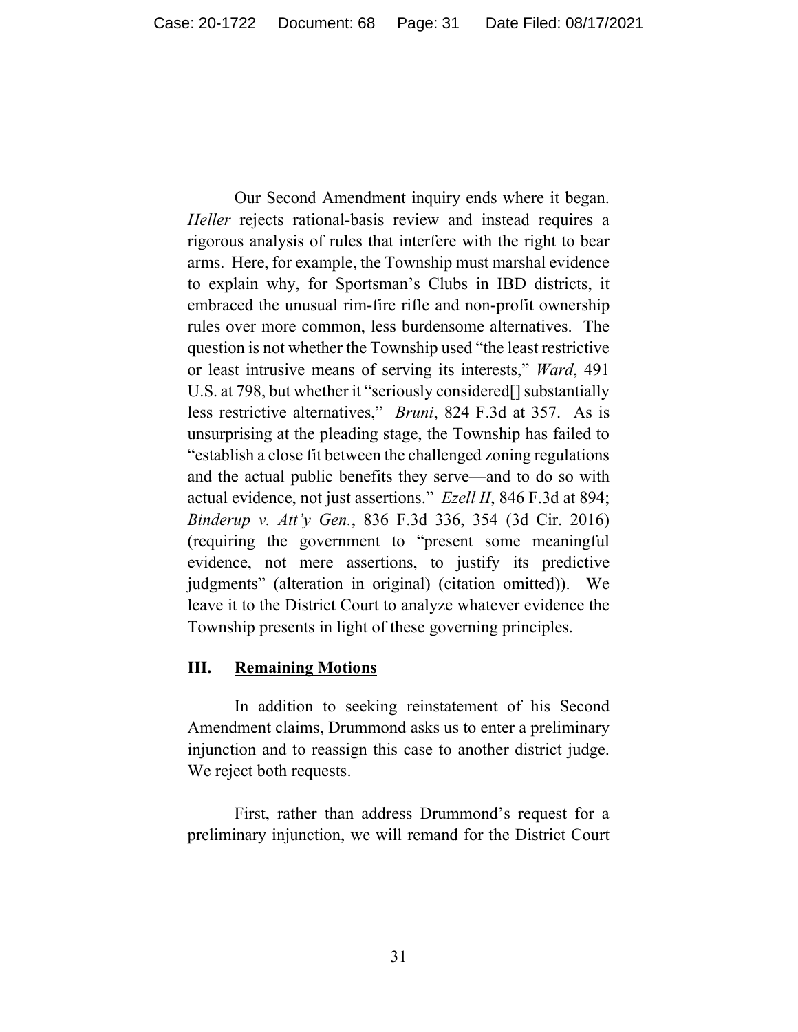Our Second Amendment inquiry ends where it began. *Heller* rejects rational-basis review and instead requires a rigorous analysis of rules that interfere with the right to bear arms. Here, for example, the Township must marshal evidence to explain why, for Sportsman's Clubs in IBD districts, it embraced the unusual rim-fire rifle and non-profit ownership rules over more common, less burdensome alternatives. The question is not whether the Township used "the least restrictive or least intrusive means of serving its interests," *Ward*, 491 U.S. at 798, but whether it "seriously considered[] substantially less restrictive alternatives," *Bruni*, 824 F.3d at 357. As is unsurprising at the pleading stage, the Township has failed to "establish a close fit between the challenged zoning regulations and the actual public benefits they serve—and to do so with actual evidence, not just assertions." *Ezell II*, 846 F.3d at 894; *Binderup v. Att'y Gen.*, 836 F.3d 336, 354 (3d Cir. 2016) (requiring the government to "present some meaningful evidence, not mere assertions, to justify its predictive judgments" (alteration in original) (citation omitted)). We leave it to the District Court to analyze whatever evidence the Township presents in light of these governing principles.

## III. <u>Remaining Motions</u>

In addition to seeking reinstatement of his Second Amendment claims, Drummond asks us to enter a preliminary injunction and to reassign this case to another district judge. We reject both requests.

First, rather than address Drummond's request for a preliminary injunction, we will remand for the District Court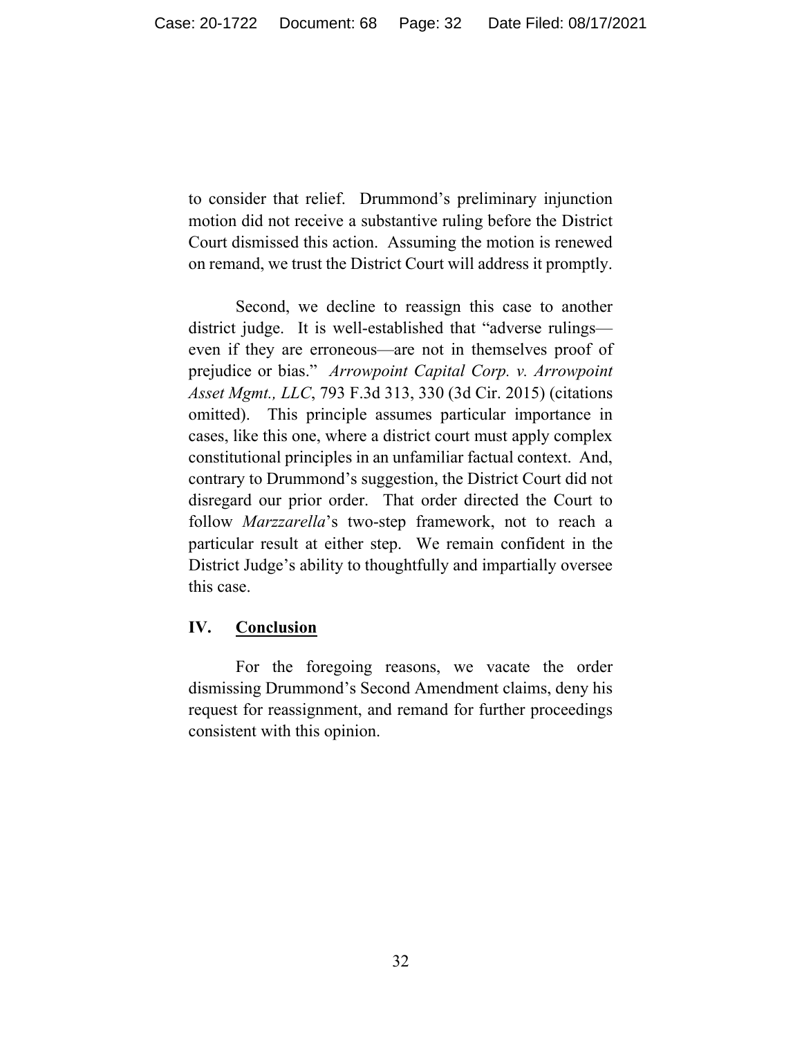to consider that relief. Drummond's preliminary injunction motion did not receive a substantive ruling before the District Court dismissed this action. Assuming the motion is renewed on remand, we trust the District Court will address it promptly.

Second, we decline to reassign this case to another district judge. It is well-established that "adverse rulings—even if they are erroneous—are not in themselves proof of prejudice or bias." *Arrowpoint Capital Corp. v. Arrowpoint Asset Mgmt., LLC*, 793 F.3d 313, 330 (3d Cir. 2015) (citations omitted). This principle assumes particular importance in cases, like this one, where a district court must apply complex constitutional principles in an unfamiliar factual context. And, contrary to Drummond's suggestion, the District Court did not disregard our prior order. That order directed the Court to follow *Marzzarella*'s two-step framework, not to reach a particular result at either step. We remain confident in the District Judge's ability to thoughtfully and impartially oversee this case.

## IV. Conclusion

For the foregoing reasons, we vacate the order dismissing Drummond's Second Amendment claims, deny his request for reassignment, and remand for further proceedings consistent with this opinion.